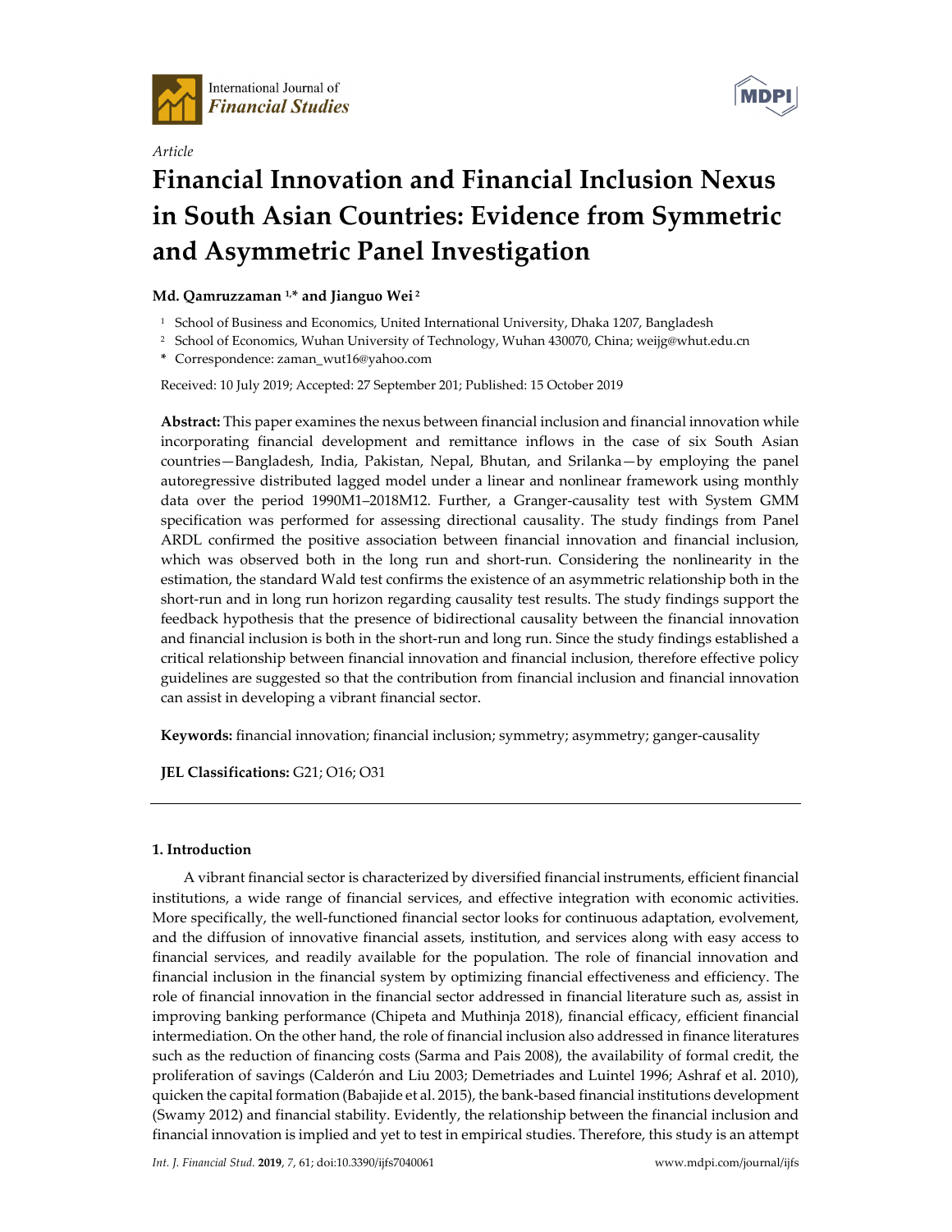Article

# Financial Innovation and Financial Inclusion Nexus in South Asian Countries: Evidence from Symmetric and Asymmetric Panel Investigation

**Md. Qamruzzaman [1,\*] and Jianguo Wei [2]**

[1] School of Business and Economics, United International University, Dhaka 1207, Bangladesh
[2] School of Economics, Wuhan University of Technology, Wuhan 430070, China; weijg@whut.edu.cn
\* Correspondence: zaman_wut16@yahoo.com

Received: 10 July 2019; Accepted: 27 September 201; Published: 15 October 2019

**Abstract:** This paper examines the nexus between financial inclusion and financial innovation while incorporating financial development and remittance inflows in the case of six South Asian countries—Bangladesh, India, Pakistan, Nepal, Bhutan, and Srilanka—by employing the panel autoregressive distributed lagged model under a linear and nonlinear framework using monthly data over the period 1990M1–2018M12. Further, a Granger-causality test with System GMM specification was performed for assessing directional causality. The study findings from Panel ARDL confirmed the positive association between financial innovation and financial inclusion, which was observed both in the long run and short-run. Considering the nonlinearity in the estimation, the standard Wald test confirms the existence of an asymmetric relationship both in the short-run and in long run horizon regarding causality test results. The study findings support the feedback hypothesis that the presence of bidirectional causality between the financial innovation and financial inclusion is both in the short-run and long run. Since the study findings established a critical relationship between financial innovation and financial inclusion, therefore effective policy guidelines are suggested so that the contribution from financial inclusion and financial innovation can assist in developing a vibrant financial sector.

**Keywords:** financial innovation; financial inclusion; symmetry; asymmetry; ganger-causality

**JEL Classifications:** G21; O16; O31

## 1. Introduction

A vibrant financial sector is characterized by diversified financial instruments, efficient financial institutions, a wide range of financial services, and effective integration with economic activities. More specifically, the well-functioned financial sector looks for continuous adaptation, evolvement, and the diffusion of innovative financial assets, institution, and services along with easy access to financial services, and readily available for the population. The role of financial innovation and financial inclusion in the financial system by optimizing financial effectiveness and efficiency. The role of financial innovation in the financial sector addressed in financial literature such as, assist in improving banking performance (Chipeta and Muthinja 2018), financial efficacy, efficient financial intermediation. On the other hand, the role of financial inclusion also addressed in finance literatures such as the reduction of financing costs (Sarma and Pais 2008), the availability of formal credit, the proliferation of savings (Calderón and Liu 2003; Demetriades and Luintel 1996; Ashraf et al. 2010), quicken the capital formation (Babajide et al. 2015), the bank-based financial institutions development (Swamy 2012) and financial stability. Evidently, the relationship between the financial inclusion and financial innovation is implied and yet to test in empirical studies. Therefore, this study is an attempt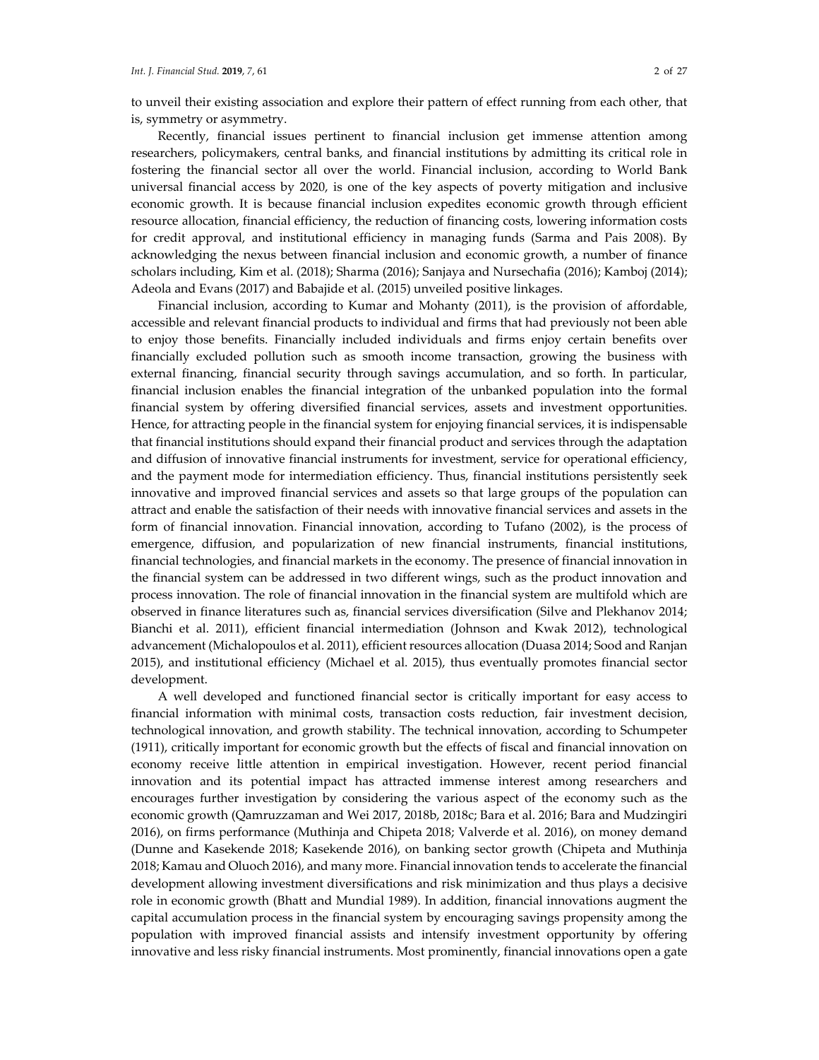to unveil their existing association and explore their pattern of effect running from each other, that is, symmetry or asymmetry.

Recently, financial issues pertinent to financial inclusion get immense attention among researchers, policymakers, central banks, and financial institutions by admitting its critical role in fostering the financial sector all over the world. Financial inclusion, according to World Bank universal financial access by 2020, is one of the key aspects of poverty mitigation and inclusive economic growth. It is because financial inclusion expedites economic growth through efficient resource allocation, financial efficiency, the reduction of financing costs, lowering information costs for credit approval, and institutional efficiency in managing funds (Sarma and Pais 2008). By acknowledging the nexus between financial inclusion and economic growth, a number of finance scholars including, Kim et al. (2018); Sharma (2016); Sanjaya and Nursechafia (2016); Kamboj (2014); Adeola and Evans (2017) and Babajide et al. (2015) unveiled positive linkages.

Financial inclusion, according to Kumar and Mohanty (2011), is the provision of affordable, accessible and relevant financial products to individual and firms that had previously not been able to enjoy those benefits. Financially included individuals and firms enjoy certain benefits over financially excluded pollution such as smooth income transaction, growing the business with external financing, financial security through savings accumulation, and so forth. In particular, financial inclusion enables the financial integration of the unbanked population into the formal financial system by offering diversified financial services, assets and investment opportunities. Hence, for attracting people in the financial system for enjoying financial services, it is indispensable that financial institutions should expand their financial product and services through the adaptation and diffusion of innovative financial instruments for investment, service for operational efficiency, and the payment mode for intermediation efficiency. Thus, financial institutions persistently seek innovative and improved financial services and assets so that large groups of the population can attract and enable the satisfaction of their needs with innovative financial services and assets in the form of financial innovation. Financial innovation, according to Tufano (2002), is the process of emergence, diffusion, and popularization of new financial instruments, financial institutions, financial technologies, and financial markets in the economy. The presence of financial innovation in the financial system can be addressed in two different wings, such as the product innovation and process innovation. The role of financial innovation in the financial system are multifold which are observed in finance literatures such as, financial services diversification (Silve and Plekhanov 2014; Bianchi et al. 2011), efficient financial intermediation (Johnson and Kwak 2012), technological advancement (Michalopoulos et al. 2011), efficient resources allocation (Duasa 2014; Sood and Ranjan 2015), and institutional efficiency (Michael et al. 2015), thus eventually promotes financial sector development.

A well developed and functioned financial sector is critically important for easy access to financial information with minimal costs, transaction costs reduction, fair investment decision, technological innovation, and growth stability. The technical innovation, according to Schumpeter (1911), critically important for economic growth but the effects of fiscal and financial innovation on economy receive little attention in empirical investigation. However, recent period financial innovation and its potential impact has attracted immense interest among researchers and encourages further investigation by considering the various aspect of the economy such as the economic growth (Qamruzzaman and Wei 2017, 2018b, 2018c; Bara et al. 2016; Bara and Mudzingiri 2016), on firms performance (Muthinja and Chipeta 2018; Valverde et al. 2016), on money demand (Dunne and Kasekende 2018; Kasekende 2016), on banking sector growth (Chipeta and Muthinja 2018; Kamau and Oluoch 2016), and many more. Financial innovation tends to accelerate the financial development allowing investment diversifications and risk minimization and thus plays a decisive role in economic growth (Bhatt and Mundial 1989). In addition, financial innovations augment the capital accumulation process in the financial system by encouraging savings propensity among the population with improved financial assists and intensify investment opportunity by offering innovative and less risky financial instruments. Most prominently, financial innovations open a gate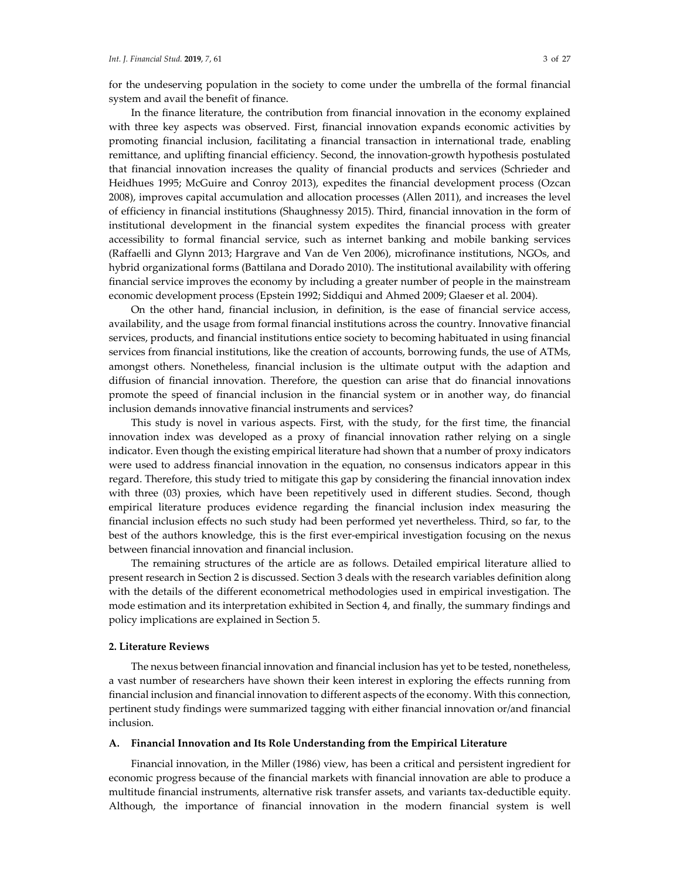for the undeserving population in the society to come under the umbrella of the formal financial system and avail the benefit of finance.

In the finance literature, the contribution from financial innovation in the economy explained with three key aspects was observed. First, financial innovation expands economic activities by promoting financial inclusion, facilitating a financial transaction in international trade, enabling remittance, and uplifting financial efficiency. Second, the innovation-growth hypothesis postulated that financial innovation increases the quality of financial products and services (Schrieder and Heidhues 1995; McGuire and Conroy 2013), expedites the financial development process (Ozcan 2008), improves capital accumulation and allocation processes (Allen 2011), and increases the level of efficiency in financial institutions (Shaughnessy 2015). Third, financial innovation in the form of institutional development in the financial system expedites the financial process with greater accessibility to formal financial service, such as internet banking and mobile banking services (Raffaelli and Glynn 2013; Hargrave and Van de Ven 2006), microfinance institutions, NGOs, and hybrid organizational forms (Battilana and Dorado 2010). The institutional availability with offering financial service improves the economy by including a greater number of people in the mainstream economic development process (Epstein 1992; Siddiqui and Ahmed 2009; Glaeser et al. 2004).

On the other hand, financial inclusion, in definition, is the ease of financial service access, availability, and the usage from formal financial institutions across the country. Innovative financial services, products, and financial institutions entice society to becoming habituated in using financial services from financial institutions, like the creation of accounts, borrowing funds, the use of ATMs, amongst others. Nonetheless, financial inclusion is the ultimate output with the adaption and diffusion of financial innovation. Therefore, the question can arise that do financial innovations promote the speed of financial inclusion in the financial system or in another way, do financial inclusion demands innovative financial instruments and services?

This study is novel in various aspects. First, with the study, for the first time, the financial innovation index was developed as a proxy of financial innovation rather relying on a single indicator. Even though the existing empirical literature had shown that a number of proxy indicators were used to address financial innovation in the equation, no consensus indicators appear in this regard. Therefore, this study tried to mitigate this gap by considering the financial innovation index with three (03) proxies, which have been repetitively used in different studies. Second, though empirical literature produces evidence regarding the financial inclusion index measuring the financial inclusion effects no such study had been performed yet nevertheless. Third, so far, to the best of the authors knowledge, this is the first ever-empirical investigation focusing on the nexus between financial innovation and financial inclusion.

The remaining structures of the article are as follows. Detailed empirical literature allied to present research in Section 2 is discussed. Section 3 deals with the research variables definition along with the details of the different econometrical methodologies used in empirical investigation. The mode estimation and its interpretation exhibited in Section 4, and finally, the summary findings and policy implications are explained in Section 5.

## 2. Literature Reviews

The nexus between financial innovation and financial inclusion has yet to be tested, nonetheless, a vast number of researchers have shown their keen interest in exploring the effects running from financial inclusion and financial innovation to different aspects of the economy. With this connection, pertinent study findings were summarized tagging with either financial innovation or/and financial inclusion.

### A. Financial Innovation and Its Role Understanding from the Empirical Literature

Financial innovation, in the Miller (1986) view, has been a critical and persistent ingredient for economic progress because of the financial markets with financial innovation are able to produce a multitude financial instruments, alternative risk transfer assets, and variants tax-deductible equity. Although, the importance of financial innovation in the modern financial system is well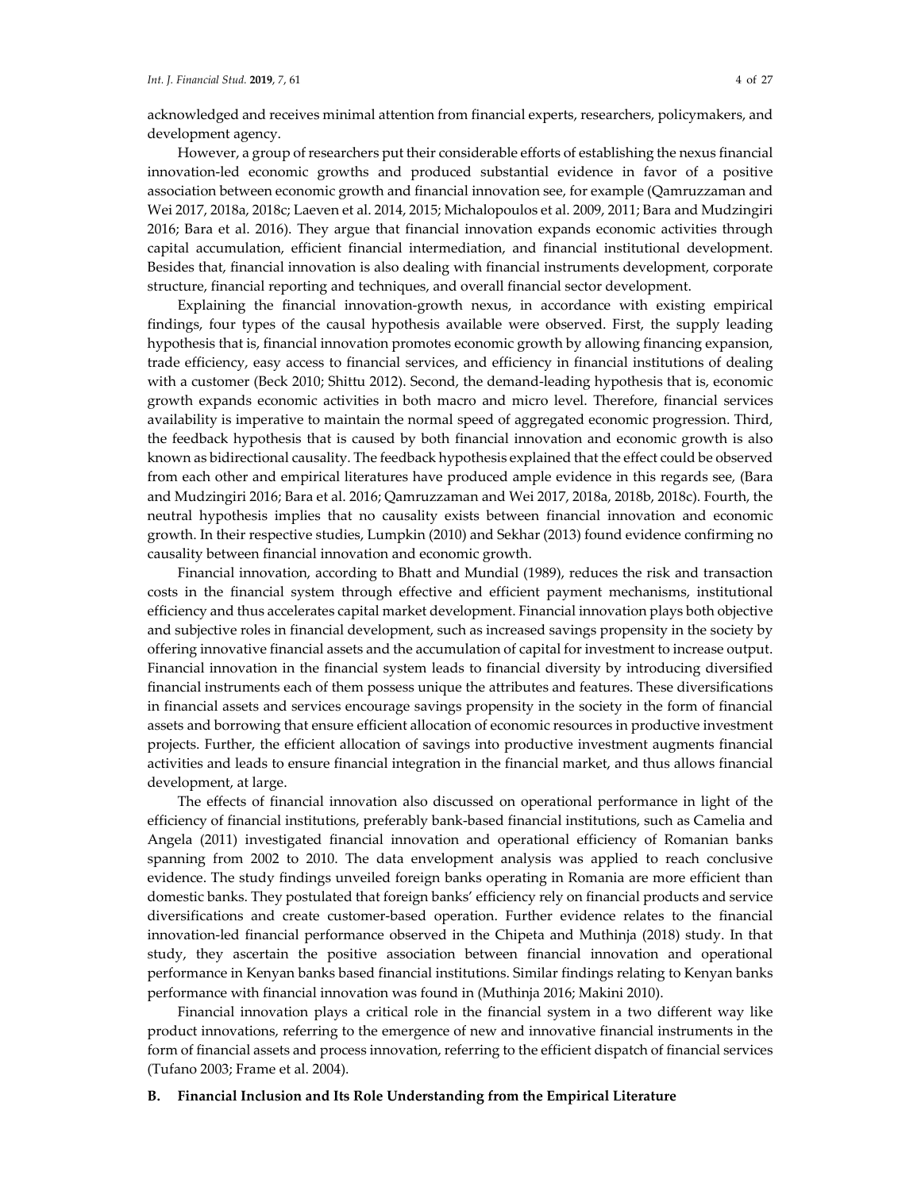acknowledged and receives minimal attention from financial experts, researchers, policymakers, and development agency.

However, a group of researchers put their considerable efforts of establishing the nexus financial innovation-led economic growths and produced substantial evidence in favor of a positive association between economic growth and financial innovation see, for example (Qamruzzaman and Wei 2017, 2018a, 2018c; Laeven et al. 2014, 2015; Michalopoulos et al. 2009, 2011; Bara and Mudzingiri 2016; Bara et al. 2016). They argue that financial innovation expands economic activities through capital accumulation, efficient financial intermediation, and financial institutional development. Besides that, financial innovation is also dealing with financial instruments development, corporate structure, financial reporting and techniques, and overall financial sector development.

Explaining the financial innovation-growth nexus, in accordance with existing empirical findings, four types of the causal hypothesis available were observed. First, the supply leading hypothesis that is, financial innovation promotes economic growth by allowing financing expansion, trade efficiency, easy access to financial services, and efficiency in financial institutions of dealing with a customer (Beck 2010; Shittu 2012). Second, the demand-leading hypothesis that is, economic growth expands economic activities in both macro and micro level. Therefore, financial services availability is imperative to maintain the normal speed of aggregated economic progression. Third, the feedback hypothesis that is caused by both financial innovation and economic growth is also known as bidirectional causality. The feedback hypothesis explained that the effect could be observed from each other and empirical literatures have produced ample evidence in this regards see, (Bara and Mudzingiri 2016; Bara et al. 2016; Qamruzzaman and Wei 2017, 2018a, 2018b, 2018c). Fourth, the neutral hypothesis implies that no causality exists between financial innovation and economic growth. In their respective studies, Lumpkin (2010) and Sekhar (2013) found evidence confirming no causality between financial innovation and economic growth.

Financial innovation, according to Bhatt and Mundial (1989), reduces the risk and transaction costs in the financial system through effective and efficient payment mechanisms, institutional efficiency and thus accelerates capital market development. Financial innovation plays both objective and subjective roles in financial development, such as increased savings propensity in the society by offering innovative financial assets and the accumulation of capital for investment to increase output. Financial innovation in the financial system leads to financial diversity by introducing diversified financial instruments each of them possess unique the attributes and features. These diversifications in financial assets and services encourage savings propensity in the society in the form of financial assets and borrowing that ensure efficient allocation of economic resources in productive investment projects. Further, the efficient allocation of savings into productive investment augments financial activities and leads to ensure financial integration in the financial market, and thus allows financial development, at large.

The effects of financial innovation also discussed on operational performance in light of the efficiency of financial institutions, preferably bank-based financial institutions, such as Camelia and Angela (2011) investigated financial innovation and operational efficiency of Romanian banks spanning from 2002 to 2010. The data envelopment analysis was applied to reach conclusive evidence. The study findings unveiled foreign banks operating in Romania are more efficient than domestic banks. They postulated that foreign banks' efficiency rely on financial products and service diversifications and create customer-based operation. Further evidence relates to the financial innovation-led financial performance observed in the Chipeta and Muthinja (2018) study. In that study, they ascertain the positive association between financial innovation and operational performance in Kenyan banks based financial institutions. Similar findings relating to Kenyan banks performance with financial innovation was found in (Muthinja 2016; Makini 2010).

Financial innovation plays a critical role in the financial system in a two different way like product innovations, referring to the emergence of new and innovative financial instruments in the form of financial assets and process innovation, referring to the efficient dispatch of financial services (Tufano 2003; Frame et al. 2004).

**B. Financial Inclusion and Its Role Understanding from the Empirical Literature**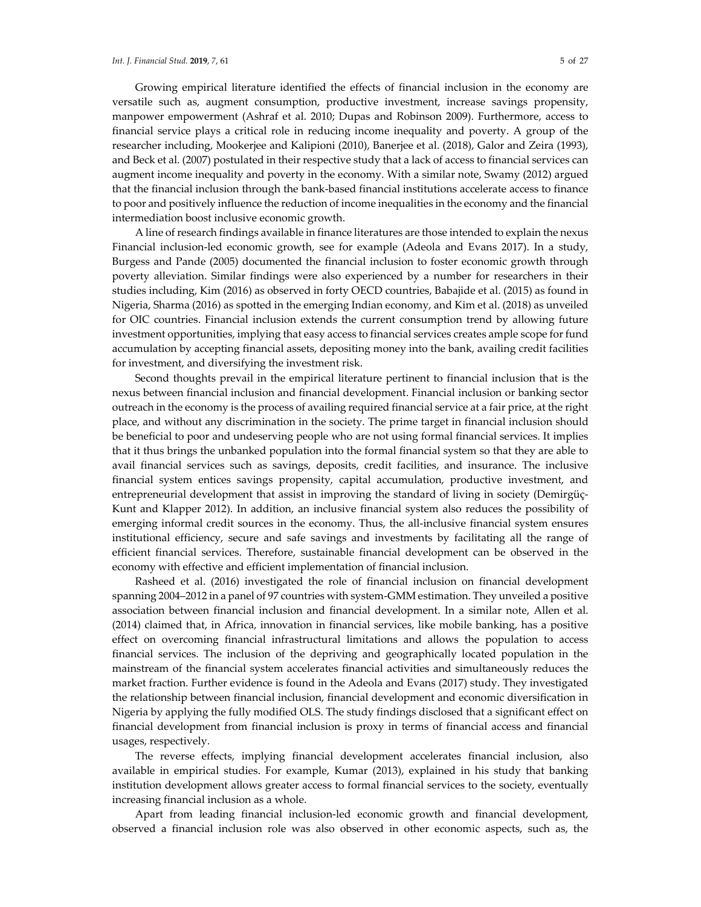Growing empirical literature identified the effects of financial inclusion in the economy are versatile such as, augment consumption, productive investment, increase savings propensity, manpower empowerment (Ashraf et al. 2010; Dupas and Robinson 2009). Furthermore, access to financial service plays a critical role in reducing income inequality and poverty. A group of the researcher including, Mookerjee and Kalipioni (2010), Banerjee et al. (2018), Galor and Zeira (1993), and Beck et al. (2007) postulated in their respective study that a lack of access to financial services can augment income inequality and poverty in the economy. With a similar note, Swamy (2012) argued that the financial inclusion through the bank-based financial institutions accelerate access to finance to poor and positively influence the reduction of income inequalities in the economy and the financial intermediation boost inclusive economic growth.

A line of research findings available in finance literatures are those intended to explain the nexus Financial inclusion-led economic growth, see for example (Adeola and Evans 2017). In a study, Burgess and Pande (2005) documented the financial inclusion to foster economic growth through poverty alleviation. Similar findings were also experienced by a number for researchers in their studies including, Kim (2016) as observed in forty OECD countries, Babajide et al. (2015) as found in Nigeria, Sharma (2016) as spotted in the emerging Indian economy, and Kim et al. (2018) as unveiled for OIC countries. Financial inclusion extends the current consumption trend by allowing future investment opportunities, implying that easy access to financial services creates ample scope for fund accumulation by accepting financial assets, depositing money into the bank, availing credit facilities for investment, and diversifying the investment risk.

Second thoughts prevail in the empirical literature pertinent to financial inclusion that is the nexus between financial inclusion and financial development. Financial inclusion or banking sector outreach in the economy is the process of availing required financial service at a fair price, at the right place, and without any discrimination in the society. The prime target in financial inclusion should be beneficial to poor and undeserving people who are not using formal financial services. It implies that it thus brings the unbanked population into the formal financial system so that they are able to avail financial services such as savings, deposits, credit facilities, and insurance. The inclusive financial system entices savings propensity, capital accumulation, productive investment, and entrepreneurial development that assist in improving the standard of living in society (Demirgüç-Kunt and Klapper 2012). In addition, an inclusive financial system also reduces the possibility of emerging informal credit sources in the economy. Thus, the all-inclusive financial system ensures institutional efficiency, secure and safe savings and investments by facilitating all the range of efficient financial services. Therefore, sustainable financial development can be observed in the economy with effective and efficient implementation of financial inclusion.

Rasheed et al. (2016) investigated the role of financial inclusion on financial development spanning 2004–2012 in a panel of 97 countries with system-GMM estimation. They unveiled a positive association between financial inclusion and financial development. In a similar note, Allen et al. (2014) claimed that, in Africa, innovation in financial services, like mobile banking, has a positive effect on overcoming financial infrastructural limitations and allows the population to access financial services. The inclusion of the depriving and geographically located population in the mainstream of the financial system accelerates financial activities and simultaneously reduces the market fraction. Further evidence is found in the Adeola and Evans (2017) study. They investigated the relationship between financial inclusion, financial development and economic diversification in Nigeria by applying the fully modified OLS. The study findings disclosed that a significant effect on financial development from financial inclusion is proxy in terms of financial access and financial usages, respectively.

The reverse effects, implying financial development accelerates financial inclusion, also available in empirical studies. For example, Kumar (2013), explained in his study that banking institution development allows greater access to formal financial services to the society, eventually increasing financial inclusion as a whole.

Apart from leading financial inclusion-led economic growth and financial development, observed a financial inclusion role was also observed in other economic aspects, such as, the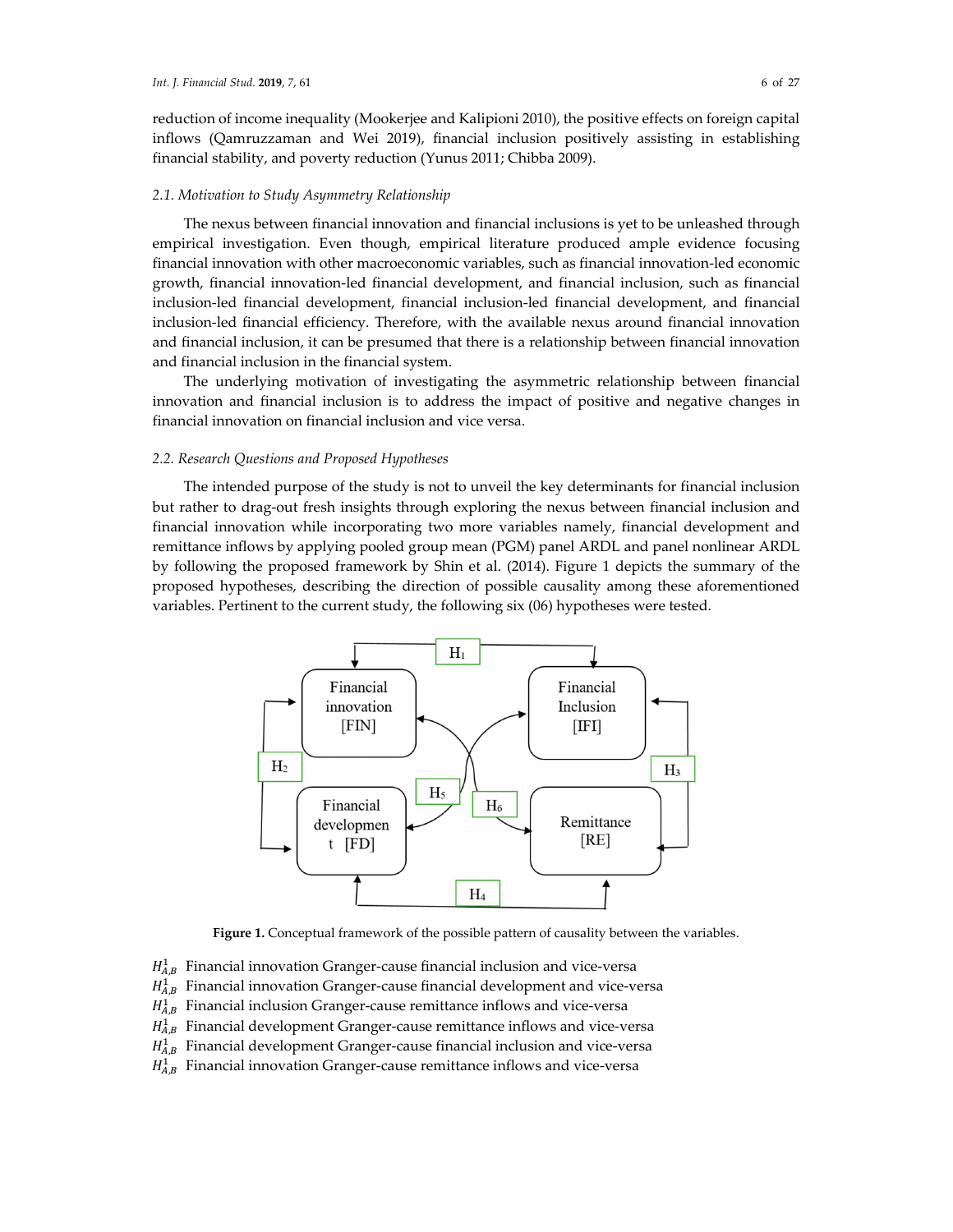reduction of income inequality (Mookerjee and Kalipioni 2010), the positive effects on foreign capital inflows (Qamruzzaman and Wei 2019), financial inclusion positively assisting in establishing financial stability, and poverty reduction (Yunus 2011; Chibba 2009).

### 2.1. Motivation to Study Asymmetry Relationship

The nexus between financial innovation and financial inclusions is yet to be unleashed through empirical investigation. Even though, empirical literature produced ample evidence focusing financial innovation with other macroeconomic variables, such as financial innovation-led economic growth, financial innovation-led financial development, and financial inclusion, such as financial inclusion-led financial development, financial inclusion-led financial development, and financial inclusion-led financial efficiency. Therefore, with the available nexus around financial innovation and financial inclusion, it can be presumed that there is a relationship between financial innovation and financial inclusion in the financial system.

The underlying motivation of investigating the asymmetric relationship between financial innovation and financial inclusion is to address the impact of positive and negative changes in financial innovation on financial inclusion and vice versa.

### 2.2. Research Questions and Proposed Hypotheses

The intended purpose of the study is not to unveil the key determinants for financial inclusion but rather to drag-out fresh insights through exploring the nexus between financial inclusion and financial innovation while incorporating two more variables namely, financial development and remittance inflows by applying pooled group mean (PGM) panel ARDL and panel nonlinear ARDL by following the proposed framework by Shin et al. (2014). Figure 1 depicts the summary of the proposed hypotheses, describing the direction of possible causality among these aforementioned variables. Pertinent to the current study, the following six (06) hypotheses were tested.

**Figure 1.** Conceptual framework of the possible pattern of causality between the variables.

$H^1_{A,B}$ Financial innovation Granger-cause financial inclusion and vice-versa
$H^1_{A,B}$ Financial innovation Granger-cause financial development and vice-versa
$H^1_{A,B}$ Financial inclusion Granger-cause remittance inflows and vice-versa
$H^1_{A,B}$ Financial development Granger-cause remittance inflows and vice-versa
$H^1_{A,B}$ Financial development Granger-cause financial inclusion and vice-versa
$H^1_{A,B}$ Financial innovation Granger-cause remittance inflows and vice-versa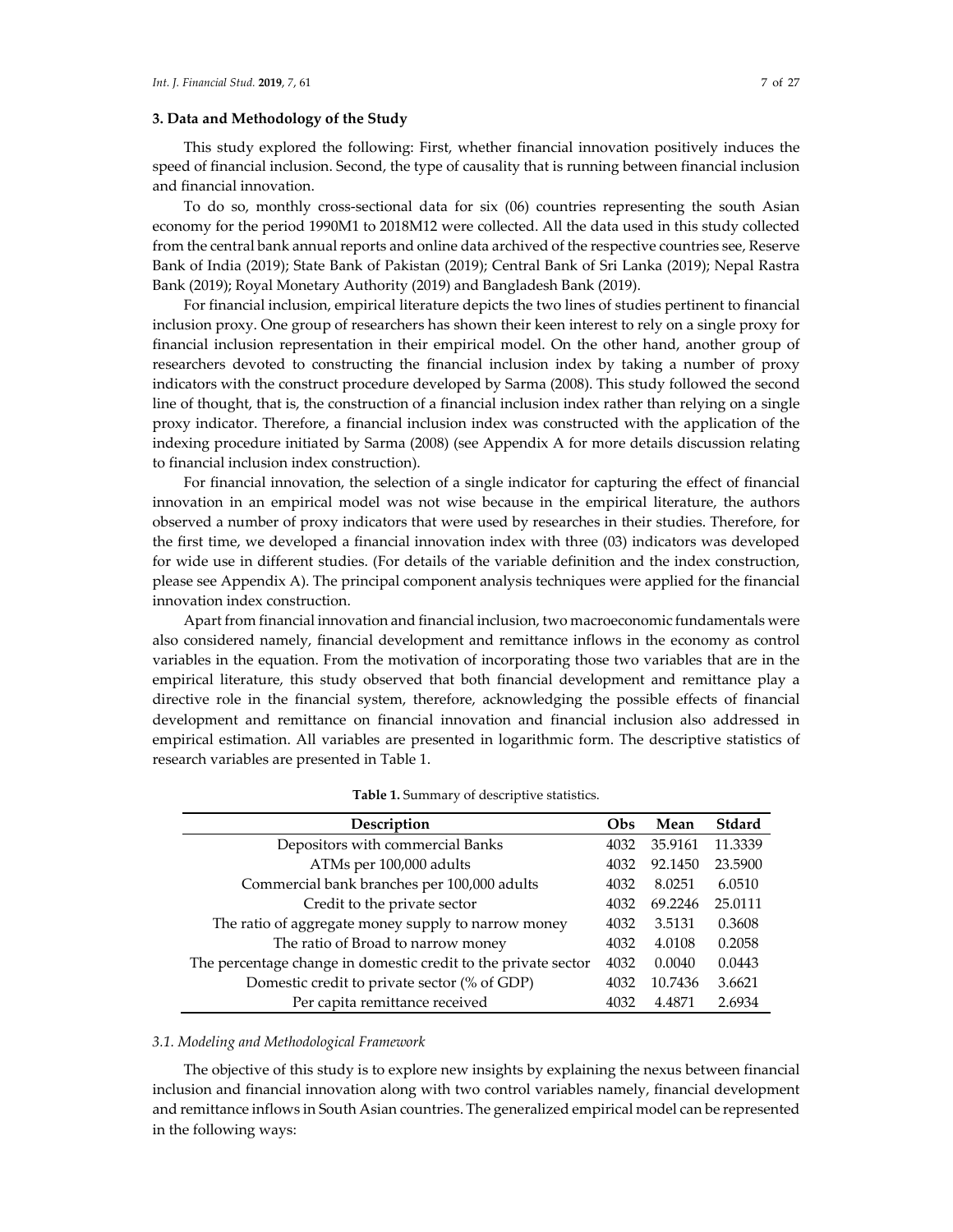### 3. Data and Methodology of the Study

This study explored the following: First, whether financial innovation positively induces the speed of financial inclusion. Second, the type of causality that is running between financial inclusion and financial innovation.

To do so, monthly cross-sectional data for six (06) countries representing the south Asian economy for the period 1990M1 to 2018M12 were collected. All the data used in this study collected from the central bank annual reports and online data archived of the respective countries see, Reserve Bank of India (2019); State Bank of Pakistan (2019); Central Bank of Sri Lanka (2019); Nepal Rastra Bank (2019); Royal Monetary Authority (2019) and Bangladesh Bank (2019).

For financial inclusion, empirical literature depicts the two lines of studies pertinent to financial inclusion proxy. One group of researchers has shown their keen interest to rely on a single proxy for financial inclusion representation in their empirical model. On the other hand, another group of researchers devoted to constructing the financial inclusion index by taking a number of proxy indicators with the construct procedure developed by Sarma (2008). This study followed the second line of thought, that is, the construction of a financial inclusion index rather than relying on a single proxy indicator. Therefore, a financial inclusion index was constructed with the application of the indexing procedure initiated by Sarma (2008) (see Appendix A for more details discussion relating to financial inclusion index construction).

For financial innovation, the selection of a single indicator for capturing the effect of financial innovation in an empirical model was not wise because in the empirical literature, the authors observed a number of proxy indicators that were used by researches in their studies. Therefore, for the first time, we developed a financial innovation index with three (03) indicators was developed for wide use in different studies. (For details of the variable definition and the index construction, please see Appendix A). The principal component analysis techniques were applied for the financial innovation index construction.

Apart from financial innovation and financial inclusion, two macroeconomic fundamentals were also considered namely, financial development and remittance inflows in the economy as control variables in the equation. From the motivation of incorporating those two variables that are in the empirical literature, this study observed that both financial development and remittance play a directive role in the financial system, therefore, acknowledging the possible effects of financial development and remittance on financial innovation and financial inclusion also addressed in empirical estimation. All variables are presented in logarithmic form. The descriptive statistics of research variables are presented in Table 1.

**Table 1.** Summary of descriptive statistics.

| Description | Obs | Mean | Stdard |
|---|---|---|---|
| Depositors with commercial Banks | 4032 | 35.9161 | 11.3339 |
| ATMs per 100,000 adults | 4032 | 92.1450 | 23.5900 |
| Commercial bank branches per 100,000 adults | 4032 | 8.0251 | 6.0510 |
| Credit to the private sector | 4032 | 69.2246 | 25.0111 |
| The ratio of aggregate money supply to narrow money | 4032 | 3.5131 | 0.3608 |
| The ratio of Broad to narrow money | 4032 | 4.0108 | 0.2058 |
| The percentage change in domestic credit to the private sector | 4032 | 0.0040 | 0.0443 |
| Domestic credit to private sector (% of GDP) | 4032 | 10.7436 | 3.6621 |
| Per capita remittance received | 4032 | 4.4871 | 2.6934 |

#### *3.1. Modeling and Methodological Framework*

The objective of this study is to explore new insights by explaining the nexus between financial inclusion and financial innovation along with two control variables namely, financial development and remittance inflows in South Asian countries. The generalized empirical model can be represented in the following ways: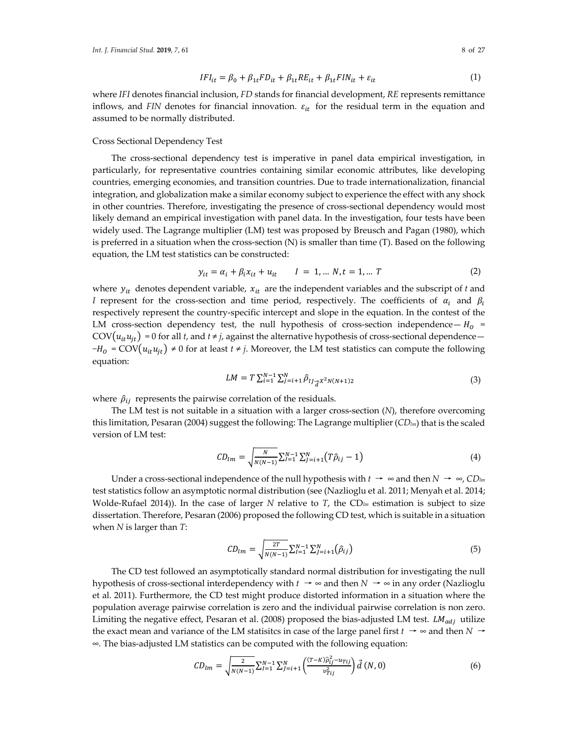$$IFI_{it} = \beta_0 + \beta_{1t}FD_{it} + \beta_{1t}RE_{it} + \beta_{1t}FIN_{it} + \varepsilon_{it} \tag{1}$$

where *IFI* denotes financial inclusion, *FD* stands for financial development, *RE* represents remittance inflows, and *FIN* denotes for financial innovation. $\varepsilon_{it}$ for the residual term in the equation and assumed to be normally distributed.

Cross Sectional Dependency Test

The cross-sectional dependency test is imperative in panel data empirical investigation, in particularly, for representative countries containing similar economic attributes, like developing countries, emerging economies, and transition countries. Due to trade internationalization, financial integration, and globalization make a similar economy subject to experience the effect with any shock in other countries. Therefore, investigating the presence of cross-sectional dependency would most likely demand an empirical investigation with panel data. In the investigation, four tests have been widely used. The Lagrange multiplier (LM) test was proposed by Breusch and Pagan (1980), which is preferred in a situation when the cross-section (N) is smaller than time (T). Based on the following equation, the LM test statistics can be constructed:

$$y_{it} = \alpha_i + \beta_i x_{it} + u_{it} \qquad I = 1, \ldots N, t = 1, \ldots T \tag{2}$$

where $y_{it}$ denotes dependent variable, $x_{it}$ are the independent variables and the subscript of *t* and *I* represent for the cross-section and time period, respectively. The coefficients of $\alpha_i$ and $\beta_i$ respectively represent the country-specific intercept and slope in the equation. In the contest of the LM cross-section dependency test, the null hypothesis of cross-section independence— $H_O$ = $\mathrm{COV}(u_{it}u_{jt})$ = 0 for all *t*, and *t* ≠ *j*, against the alternative hypothesis of cross-sectional dependence—$-H_O$ = $\mathrm{COV}(u_{it}u_{jt})$ ≠ 0 for at least *t* ≠ *j*. Moreover, the LM test statistics can compute the following equation:

$$LM = T\sum_{i=1}^{N-1}\sum_{j=i+1}^{N}\hat{\rho}_{IJ}\underset{d}{\rightarrow}X^2{}_{N(N+1)2} \tag{3}$$

where $\hat{\rho}_{ij}$ represents the pairwise correlation of the residuals.

The LM test is not suitable in a situation with a larger cross-section (*N*), therefore overcoming this limitation, Pesaran (2004) suggest the following: The Lagrange multiplier ($CD_{lm}$) that is the scaled version of LM test:

$$CD_{lm} = \sqrt{\frac{N}{N(N-1)}}\sum_{I=1}^{N-1}\sum_{J=i+1}^{N}\left(T\hat{\rho}_{ij} - 1\right) \tag{4}$$

Under a cross-sectional independence of the null hypothesis with $t \rightarrow \infty$ and then $N \rightarrow \infty$, $CD_{lm}$ test statistics follow an asymptotic normal distribution (see (Nazlioglu et al. 2011; Menyah et al. 2014; Wolde-Rufael 2014)). In the case of larger *N* relative to *T*, the $CD_{lm}$ estimation is subject to size dissertation. Therefore, Pesaran (2006) proposed the following CD test, which is suitable in a situation when *N* is larger than *T*:

$$CD_{lm} = \sqrt{\frac{2T}{N(N-1)}}\sum_{I=1}^{N-1}\sum_{J=i+1}^{N}\left(\hat{\rho}_{ij}\right) \tag{5}$$

The CD test followed an asymptotically standard normal distribution for investigating the null hypothesis of cross-sectional interdependency with $t \rightarrow \infty$ and then $N \rightarrow \infty$ in any order (Nazlioglu et al. 2011). Furthermore, the CD test might produce distorted information in a situation where the population average pairwise correlation is zero and the individual pairwise correlation is non zero. Limiting the negative effect, Pesaran et al. (2008) proposed the bias-adjusted LM test. $LM_{adj}$ utilize the exact mean and variance of the LM statisitcs in case of the large panel first $t \rightarrow \infty$ and then $N \rightarrow \infty$. The bias-adjusted LM statistics can be computed with the following equation:

$$CD_{lm} = \sqrt{\frac{2}{N(N-1)}}\sum_{I=1}^{N-1}\sum_{J=i+1}^{N}\left(\frac{(T-K)\hat{\rho}_{ij}^2 - u_{Tij}}{v_{Tij}^2}\right)\vec{d}\,(N, 0) \tag{6}$$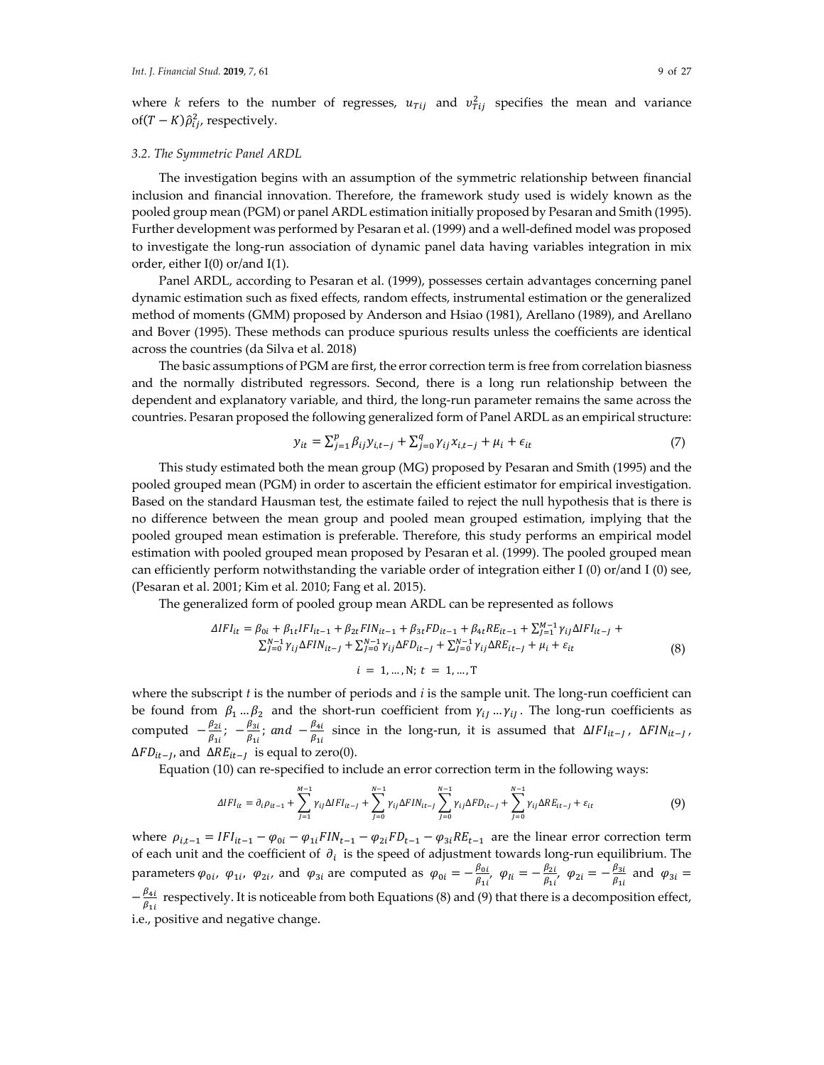where $k$ refers to the number of regresses, $u_{Tij}$ and $v_{Tij}^2$ specifies the mean and variance of$(T-K)\hat{\rho}_{ij}^2$, respectively.

### 3.2. The Symmetric Panel ARDL

The investigation begins with an assumption of the symmetric relationship between financial inclusion and financial innovation. Therefore, the framework study used is widely known as the pooled group mean (PGM) or panel ARDL estimation initially proposed by Pesaran and Smith (1995). Further development was performed by Pesaran et al. (1999) and a well-defined model was proposed to investigate the long-run association of dynamic panel data having variables integration in mix order, either I(0) or/and I(1).

Panel ARDL, according to Pesaran et al. (1999), possesses certain advantages concerning panel dynamic estimation such as fixed effects, random effects, instrumental estimation or the generalized method of moments (GMM) proposed by Anderson and Hsiao (1981), Arellano (1989), and Arellano and Bover (1995). These methods can produce spurious results unless the coefficients are identical across the countries (da Silva et al. 2018)

The basic assumptions of PGM are first, the error correction term is free from correlation biasness and the normally distributed regressors. Second, there is a long run relationship between the dependent and explanatory variable, and third, the long-run parameter remains the same across the countries. Pesaran proposed the following generalized form of Panel ARDL as an empirical structure:

$$y_{it} = \sum_{j=1}^{p} \beta_{ij} y_{i,t-j} + \sum_{j=0}^{q} \gamma_{ij} x_{i,t-j} + \mu_i + \epsilon_{it} \tag{7}$$

This study estimated both the mean group (MG) proposed by Pesaran and Smith (1995) and the pooled grouped mean (PGM) in order to ascertain the efficient estimator for empirical investigation. Based on the standard Hausman test, the estimate failed to reject the null hypothesis that is there is no difference between the mean group and pooled mean grouped estimation, implying that the pooled grouped mean estimation is preferable. Therefore, this study performs an empirical model estimation with pooled grouped mean proposed by Pesaran et al. (1999). The pooled grouped mean can efficiently perform notwithstanding the variable order of integration either I (0) or/and I (0) see, (Pesaran et al. 2001; Kim et al. 2010; Fang et al. 2015).

The generalized form of pooled group mean ARDL can be represented as follows

$$\begin{gathered}\Delta IFI_{it} = \beta_{0i} + \beta_{1t} IFI_{it-1} + \beta_{2t} FIN_{it-1} + \beta_{3t} FD_{it-1} + \beta_{4t} RE_{it-1} + \sum_{J=1}^{M-1} \gamma_{iJ} \Delta IFI_{it-J} + \\ \sum_{J=0}^{N-1} \gamma_{ij} \Delta FIN_{it-J} + \sum_{J=0}^{N-1} \gamma_{ij} \Delta FD_{it-J} + \sum_{J=0}^{N-1} \gamma_{ij} \Delta RE_{it-J} + \mu_i + \varepsilon_{it} \\ i = 1, \ldots, \mathrm{N};\ t = 1, \ldots, \mathrm{T}\end{gathered} \tag{8}$$

where the subscript $t$ is the number of periods and $i$ is the sample unit. The long-run coefficient can be found from $\beta_1 \ldots \beta_2$ and the short-run coefficient from $\gamma_{iJ} \ldots \gamma_{iJ}$. The long-run coefficients as computed $-\frac{\beta_{2i}}{\beta_{1i}}$; $-\frac{\beta_{3i}}{\beta_{1i}}$; $and$ $-\frac{\beta_{4i}}{\beta_{1i}}$ since in the long-run, it is assumed that $\Delta IFI_{it-J}$, $\Delta FIN_{it-J}$, $\Delta FD_{it-J}$, and $\Delta RE_{it-J}$ is equal to zero(0).

Equation (10) can re-specified to include an error correction term in the following ways:

$$\Delta IFI_{it} = \partial_i \rho_{it-1} + \sum_{J=1}^{M-1} \gamma_{ij} \Delta IFI_{it-J} + \sum_{J=0}^{N-1} \gamma_{ij} \Delta FIN_{it-J} \sum_{J=0}^{N-1} \gamma_{ij} \Delta FD_{it-J} + \sum_{J=0}^{N-1} \gamma_{ij} \Delta RE_{it-J} + \varepsilon_{it} \tag{9}$$

where $\rho_{i,t-1} = IFI_{it-1} - \varphi_{0i} - \varphi_{1i} FIN_{t-1} - \varphi_{2i} FD_{t-1} - \varphi_{3i} RE_{t-1}$ are the linear error correction term of each unit and the coefficient of $\partial_i$ is the speed of adjustment towards long-run equilibrium. The parameters $\varphi_{0i}$, $\varphi_{1i}$, $\varphi_{2i}$, and $\varphi_{3i}$ are computed as $\varphi_{0i} = -\frac{\beta_{0i}}{\beta_{1i}}$, $\varphi_{Ii} = -\frac{\beta_{2i}}{\beta_{1i}}$, $\varphi_{2i} = -\frac{\beta_{3i}}{\beta_{1i}}$ and $\varphi_{3i} = -\frac{\beta_{4i}}{\beta_{1i}}$ respectively. It is noticeable from both Equations (8) and (9) that there is a decomposition effect, i.e., positive and negative change.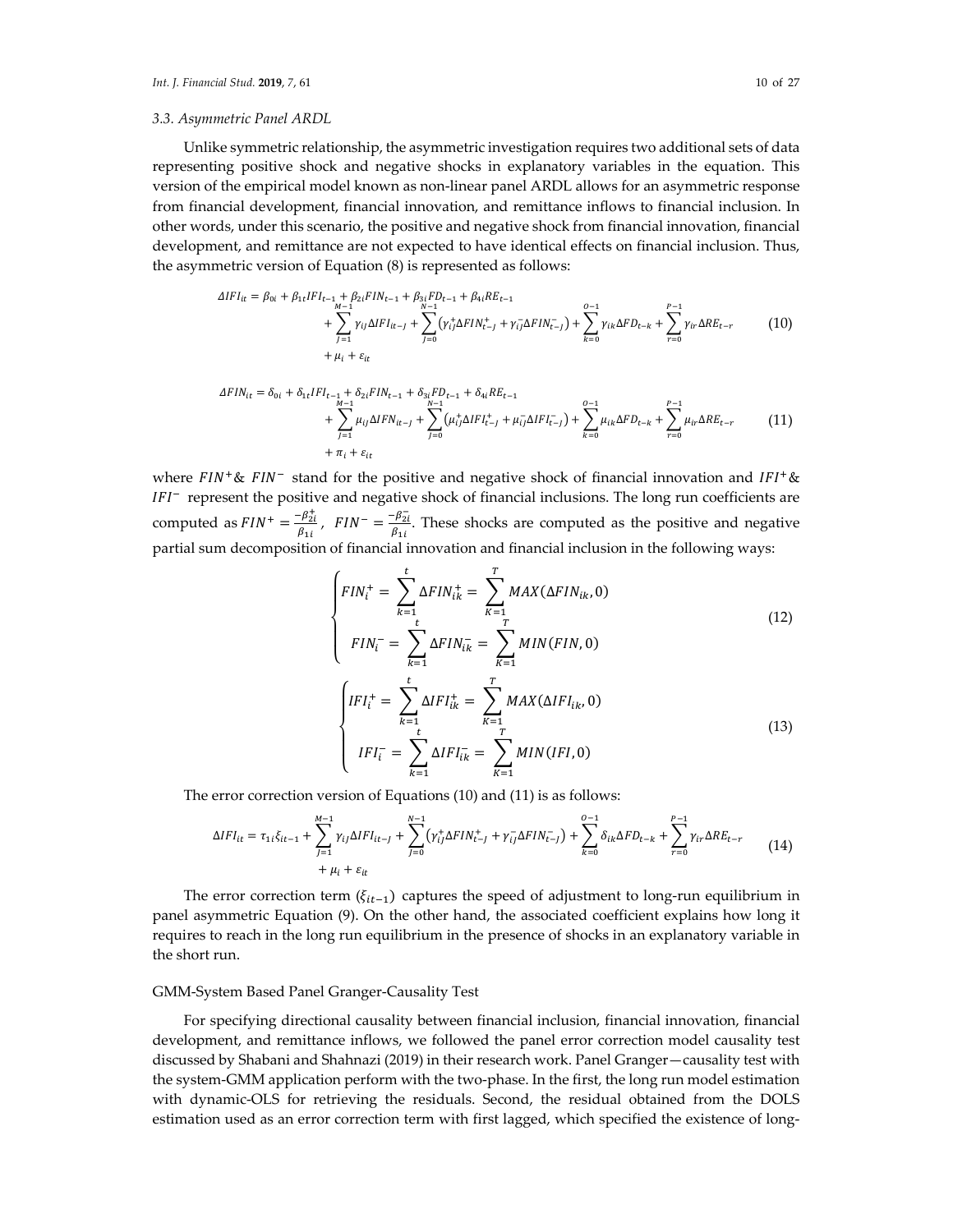### 3.3. Asymmetric Panel ARDL

Unlike symmetric relationship, the asymmetric investigation requires two additional sets of data representing positive shock and negative shocks in explanatory variables in the equation. This version of the empirical model known as non-linear panel ARDL allows for an asymmetric response from financial development, financial innovation, and remittance inflows to financial inclusion. In other words, under this scenario, the positive and negative shock from financial innovation, financial development, and remittance are not expected to have identical effects on financial inclusion. Thus, the asymmetric version of Equation (8) is represented as follows:

$$\begin{aligned}\Delta IFI_{it} = \beta_{0i} + \beta_{1t} IFI_{t-1} + \beta_{2i} FIN_{t-1} + \beta_{3i} FD_{t-1} + \beta_{4i} RE_{t-1} \\ + \sum_{J=1}^{M-1} \gamma_{iJ} \Delta IFI_{it-J} + \sum_{J=0}^{N-1} \left( \gamma_{iJ}^{+} \Delta FIN_{t-J}^{+} + \gamma_{iJ}^{-} \Delta FIN_{t-J}^{-} \right) + \sum_{k=0}^{O-1} \gamma_{ik} \Delta FD_{t-k} + \sum_{r=0}^{P-1} \gamma_{ir} \Delta RE_{t-r} \\ + \mu_i + \varepsilon_{it}\end{aligned} \tag{10}$$

$$\begin{aligned}\Delta FIN_{it} = \delta_{0i} + \delta_{1t} IFI_{t-1} + \delta_{2i} FIN_{t-1} + \delta_{3i} FD_{t-1} + \delta_{4i} RE_{t-1} \\ + \sum_{J=1}^{M-1} \mu_{iJ} \Delta IFN_{it-J} + \sum_{J=0}^{N-1} \left( \mu_{iJ}^{+} \Delta IFI_{t-J}^{+} + \mu_{iJ}^{-} \Delta IFI_{t-J}^{-} \right) + \sum_{k=0}^{O-1} \mu_{ik} \Delta FD_{t-k} + \sum_{r=0}^{P-1} \mu_{ir} \Delta RE_{t-r} \\ + \pi_i + \varepsilon_{it}\end{aligned} \tag{11}$$

where $FIN^{+}$& $FIN^{-}$ stand for the positive and negative shock of financial innovation and $IFI^{+}$& $IFI^{-}$ represent the positive and negative shock of financial inclusions. The long run coefficients are computed as $FIN^{+} = \frac{-\beta_{2i}^{+}}{\beta_{1i}}$, $FIN^{-} = \frac{-\beta_{2i}^{-}}{\beta_{1i}}$. These shocks are computed as the positive and negative partial sum decomposition of financial innovation and financial inclusion in the following ways:

$$\begin{cases} FIN_i^{+} = \sum_{k=1}^{t} \Delta FIN_{ik}^{+} = \sum_{K=1}^{T} MAX(\Delta FIN_{ik}, 0) \\ FIN_i^{-} = \sum_{k=1}^{t} \Delta FIN_{ik}^{-} = \sum_{K=1}^{T} MIN(FIN, 0) \end{cases} \tag{12}$$

$$\begin{cases} IFI_i^{+} = \sum_{k=1}^{t} \Delta IFI_{ik}^{+} = \sum_{K=1}^{T} MAX(\Delta IFI_{ik}, 0) \\ IFI_i^{-} = \sum_{k=1}^{t} \Delta IFI_{ik}^{-} = \sum_{K=1}^{T} MIN(IFI, 0) \end{cases} \tag{13}$$

The error correction version of Equations (10) and (11) is as follows:

$$\begin{aligned}\Delta IFI_{it} = \tau_{1i} \xi_{it-1} + \sum_{J=1}^{M-1} \gamma_{iJ} \Delta IFI_{it-J} + \sum_{J=0}^{N-1} \left( \gamma_{iJ}^{+} \Delta FIN_{t-J}^{+} + \gamma_{iJ}^{-} \Delta FIN_{t-J}^{-} \right) + \sum_{k=0}^{O-1} \delta_{ik} \Delta FD_{t-k} + \sum_{r=0}^{P-1} \gamma_{ir} \Delta RE_{t-r} \\ + \mu_i + \varepsilon_{it}\end{aligned} \tag{14}$$

The error correction term $(\xi_{it-1})$ captures the speed of adjustment to long-run equilibrium in panel asymmetric Equation (9). On the other hand, the associated coefficient explains how long it requires to reach in the long run equilibrium in the presence of shocks in an explanatory variable in the short run.

GMM-System Based Panel Granger-Causality Test

For specifying directional causality between financial inclusion, financial innovation, financial development, and remittance inflows, we followed the panel error correction model causality test discussed by Shabani and Shahnazi (2019) in their research work. Panel Granger—causality test with the system-GMM application perform with the two-phase. In the first, the long run model estimation with dynamic-OLS for retrieving the residuals. Second, the residual obtained from the DOLS estimation used as an error correction term with first lagged, which specified the existence of long-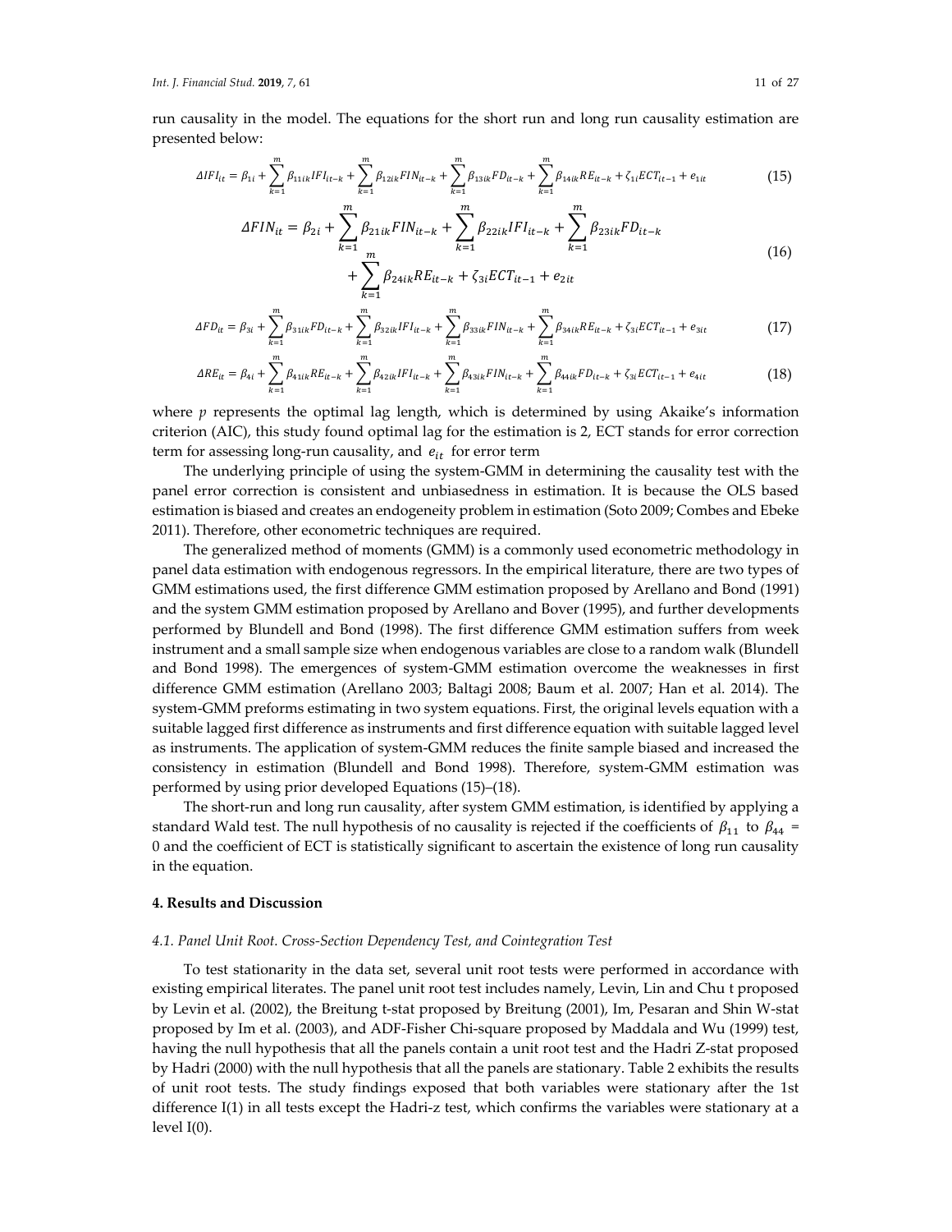run causality in the model. The equations for the short run and long run causality estimation are presented below:

$$\Delta IFI_{it} = \beta_{1i} + \sum_{k=1}^{m} \beta_{11ik} IFI_{it-k} + \sum_{k=1}^{m} \beta_{12ik} FIN_{it-k} + \sum_{k=1}^{m} \beta_{13ik} FD_{it-k} + \sum_{k=1}^{m} \beta_{14ik} RE_{it-k} + \zeta_{1i} ECT_{it-1} + e_{1it} \quad (15)$$

$$\Delta FIN_{it} = \beta_{2i} + \sum_{k=1}^{m} \beta_{21ik} FIN_{it-k} + \sum_{k=1}^{m} \beta_{22ik} IFI_{it-k} + \sum_{k=1}^{m} \beta_{23ik} FD_{it-k} + \sum_{k=1}^{m} \beta_{24ik} RE_{it-k} + \zeta_{3i} ECT_{it-1} + e_{2it} \quad (16)$$

$$\Delta FD_{it} = \beta_{3i} + \sum_{k=1}^{m} \beta_{31ik} FD_{it-k} + \sum_{k=1}^{m} \beta_{32ik} IFI_{it-k} + \sum_{k=1}^{m} \beta_{33ik} FIN_{it-k} + \sum_{k=1}^{m} \beta_{34ik} RE_{it-k} + \zeta_{3i} ECT_{it-1} + e_{3it} \quad (17)$$

$$\Delta RE_{it} = \beta_{4i} + \sum_{k=1}^{m} \beta_{41ik} RE_{it-k} + \sum_{k=1}^{m} \beta_{42ik} IFI_{it-k} + \sum_{k=1}^{m} \beta_{43ik} FIN_{it-k} + \sum_{k=1}^{m} \beta_{44ik} FD_{it-k} + \zeta_{3i} ECT_{it-1} + e_{4it} \quad (18)$$

where $p$ represents the optimal lag length, which is determined by using Akaike's information criterion (AIC), this study found optimal lag for the estimation is 2, ECT stands for error correction term for assessing long-run causality, and $e_{it}$ for error term

The underlying principle of using the system-GMM in determining the causality test with the panel error correction is consistent and unbiasedness in estimation. It is because the OLS based estimation is biased and creates an endogeneity problem in estimation (Soto 2009; Combes and Ebeke 2011). Therefore, other econometric techniques are required.

The generalized method of moments (GMM) is a commonly used econometric methodology in panel data estimation with endogenous regressors. In the empirical literature, there are two types of GMM estimations used, the first difference GMM estimation proposed by Arellano and Bond (1991) and the system GMM estimation proposed by Arellano and Bover (1995), and further developments performed by Blundell and Bond (1998). The first difference GMM estimation suffers from week instrument and a small sample size when endogenous variables are close to a random walk (Blundell and Bond 1998). The emergences of system-GMM estimation overcome the weaknesses in first difference GMM estimation (Arellano 2003; Baltagi 2008; Baum et al. 2007; Han et al. 2014). The system-GMM preforms estimating in two system equations. First, the original levels equation with a suitable lagged first difference as instruments and first difference equation with suitable lagged level as instruments. The application of system-GMM reduces the finite sample biased and increased the consistency in estimation (Blundell and Bond 1998). Therefore, system-GMM estimation was performed by using prior developed Equations (15)–(18).

The short-run and long run causality, after system GMM estimation, is identified by applying a standard Wald test. The null hypothesis of no causality is rejected if the coefficients of $\beta_{11}$ to $\beta_{44}$ = 0 and the coefficient of ECT is statistically significant to ascertain the existence of long run causality in the equation.

## 4. Results and Discussion

### 4.1. Panel Unit Root. Cross-Section Dependency Test, and Cointegration Test

To test stationarity in the data set, several unit root tests were performed in accordance with existing empirical literates. The panel unit root test includes namely, Levin, Lin and Chu t proposed by Levin et al. (2002), the Breitung t-stat proposed by Breitung (2001), Im, Pesaran and Shin W-stat proposed by Im et al. (2003), and ADF-Fisher Chi-square proposed by Maddala and Wu (1999) test, having the null hypothesis that all the panels contain a unit root test and the Hadri Z-stat proposed by Hadri (2000) with the null hypothesis that all the panels are stationary. Table 2 exhibits the results of unit root tests. The study findings exposed that both variables were stationary after the 1st difference I(1) in all tests except the Hadri-z test, which confirms the variables were stationary at a level I(0).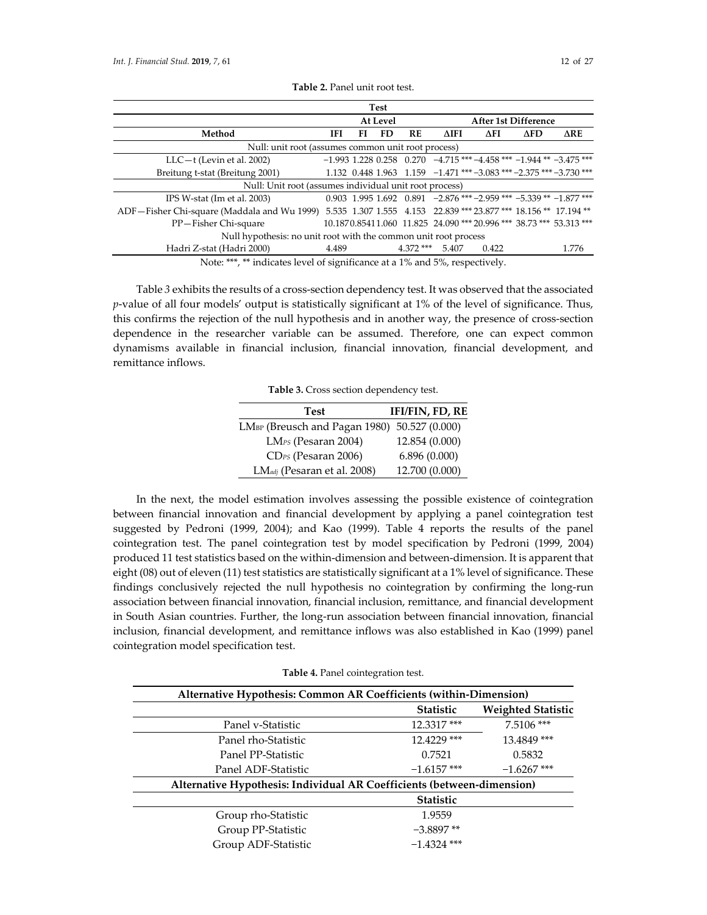**Table 2.** Panel unit root test.

| Method | Test | | | | | | | |
|---|---|---|---|---|---|---|---|---|
| | At Level | | | | After 1st Difference | | | |
| | IFI | FI | FD | RE | ΔIFI | ΔFI | ΔFD | ΔRE |
| Null: unit root (assumes common unit root process) | | | | | | | | |
| LLC—t (Levin et al. 2002) | −1.993 | 1.228 | 0.258 | 0.270 | −4.715 *** | −4.458 *** | −1.944 ** | −3.475 *** |
| Breitung t-stat (Breitung 2001) | 1.132 | 0.448 | 1.963 | 1.159 | −1.471 *** | −3.083 *** | −2.375 *** | −3.730 *** |
| Null: Unit root (assumes individual unit root process) | | | | | | | | |
| IPS W-stat (Im et al. 2003) | 0.903 | 1.995 | 1.692 | 0.891 | −2.876 *** | −2.959 *** | −5.339 ** | −1.877 *** |
| ADF—Fisher Chi-square (Maddala and Wu 1999) | 5.535 | 1.307 | 1.555 | 4.153 | 22.839 *** | 23.877 *** | 18.156 ** | 17.194 ** |
| PP—Fisher Chi-square | 10.187 | 0.8541 | 1.060 | 11.825 | 24.090 *** | 20.996 *** | 38.73 *** | 53.313 *** |
| Null hypothesis: no unit root with the common unit root process | | | | | | | | |
| Hadri Z-stat (Hadri 2000) | 4.489 | | | 4.372 *** | 5.407 | 0.422 | | 1.776 |

Note: ***, ** indicates level of significance at a 1% and 5%, respectively.

Table 3 exhibits the results of a cross-section dependency test. It was observed that the associated *p*-value of all four models' output is statistically significant at 1% of the level of significance. Thus, this confirms the rejection of the null hypothesis and in another way, the presence of cross-section dependence in the researcher variable can be assumed. Therefore, one can expect common dynamisms available in financial inclusion, financial innovation, financial development, and remittance inflows.

**Table 3.** Cross section dependency test.

| Test | IFI/FIN, FD, RE |
|---|---|
| $LM_{BP}$ (Breusch and Pagan 1980) | 50.527 (0.000) |
| $LM_{PS}$ (Pesaran 2004) | 12.854 (0.000) |
| $CD_{PS}$ (Pesaran 2006) | 6.896 (0.000) |
| $LM_{adj}$ (Pesaran et al. 2008) | 12.700 (0.000) |

In the next, the model estimation involves assessing the possible existence of cointegration between financial innovation and financial development by applying a panel cointegration test suggested by Pedroni (1999, 2004); and Kao (1999). Table 4 reports the results of the panel cointegration test. The panel cointegration test by model specification by Pedroni (1999, 2004) produced 11 test statistics based on the within-dimension and between-dimension. It is apparent that eight (08) out of eleven (11) test statistics are statistically significant at a 1% level of significance. These findings conclusively rejected the null hypothesis no cointegration by confirming the long-run association between financial innovation, financial inclusion, remittance, and financial development in South Asian countries. Further, the long-run association between financial innovation, financial inclusion, financial development, and remittance inflows was also established in Kao (1999) panel cointegration model specification test.

**Table 4.** Panel cointegration test.

| Alternative Hypothesis: Common AR Coefficients (within-Dimension) | | |
|---|---|---|
| | **Statistic** | **Weighted Statistic** |
| Panel v-Statistic | 12.3317 *** | 7.5106 *** |
| Panel rho-Statistic | 12.4229 *** | 13.4849 *** |
| Panel PP-Statistic | 0.7521 | 0.5832 |
| Panel ADF-Statistic | −1.6157 *** | −1.6267 *** |
| **Alternative Hypothesis: Individual AR Coefficients (between-dimension)** | | |
| | **Statistic** | |
| Group rho-Statistic | 1.9559 | |
| Group PP-Statistic | −3.8897 ** | |
| Group ADF-Statistic | −1.4324 *** | |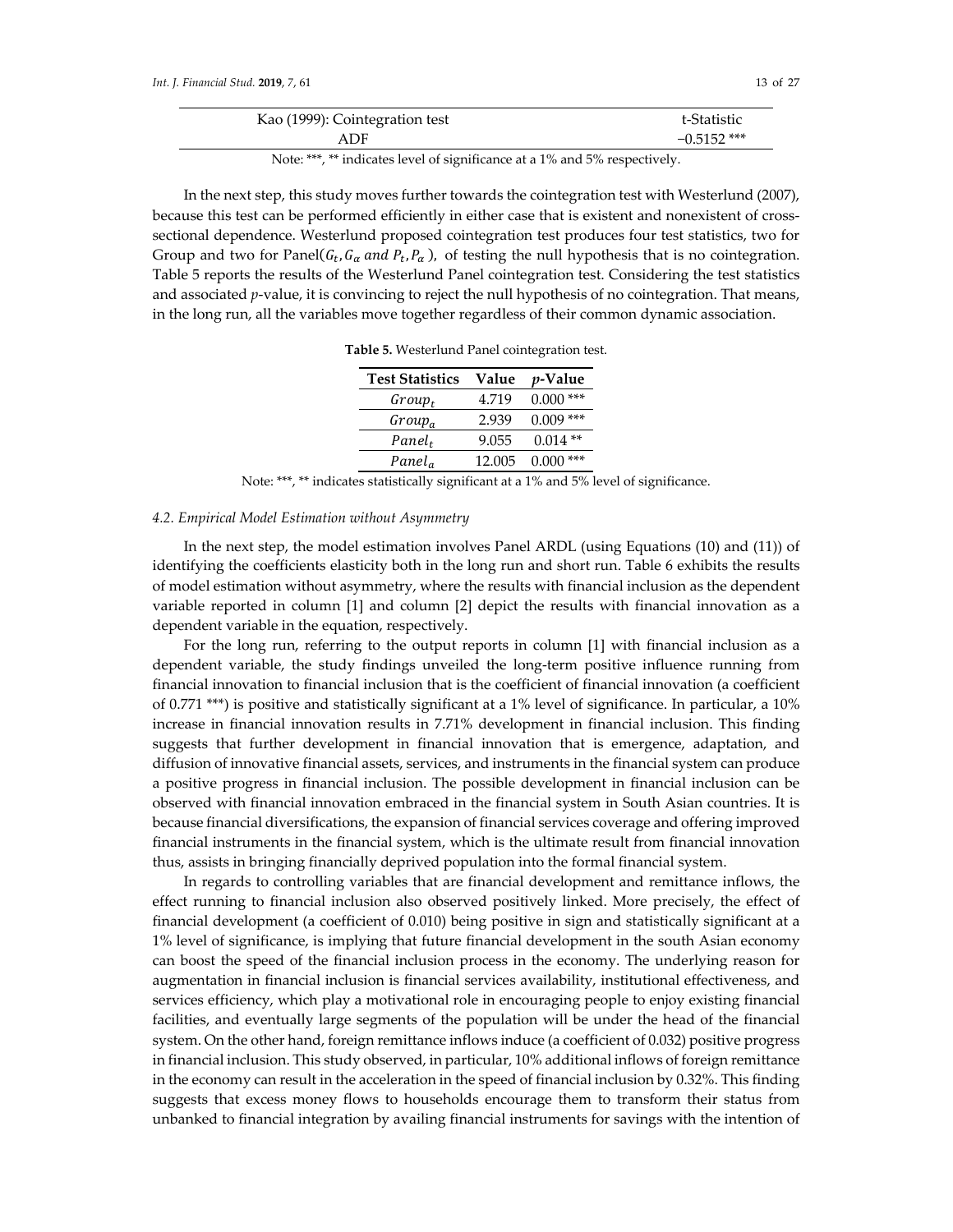| Kao (1999): Cointegration test | t-Statistic |
| --- | --- |
| ADF | −0.5152 *** |

Note: ***, ** indicates level of significance at a 1% and 5% respectively.

In the next step, this study moves further towards the cointegration test with Westerlund (2007), because this test can be performed efficiently in either case that is existent and nonexistent of cross-sectional dependence. Westerlund proposed cointegration test produces four test statistics, two for Group and two for Panel($G_t, G_\alpha$ *and* $P_t, P_\alpha$), of testing the null hypothesis that is no cointegration. Table 5 reports the results of the Westerlund Panel cointegration test. Considering the test statistics and associated *p*-value, it is convincing to reject the null hypothesis of no cointegration. That means, in the long run, all the variables move together regardless of their common dynamic association.

**Table 5.** Westerlund Panel cointegration test.

| Test Statistics | Value | *p*-Value |
| --- | --- | --- |
| $Group_t$ | 4.719 | 0.000 *** |
| $Group_a$ | 2.939 | 0.009 *** |
| $Panel_t$ | 9.055 | 0.014 ** |
| $Panel_a$ | 12.005 | 0.000 *** |

Note: ***, ** indicates statistically significant at a 1% and 5% level of significance.

### 4.2. Empirical Model Estimation without Asymmetry

In the next step, the model estimation involves Panel ARDL (using Equations (10) and (11)) of identifying the coefficients elasticity both in the long run and short run. Table 6 exhibits the results of model estimation without asymmetry, where the results with financial inclusion as the dependent variable reported in column [1] and column [2] depict the results with financial innovation as a dependent variable in the equation, respectively.

For the long run, referring to the output reports in column [1] with financial inclusion as a dependent variable, the study findings unveiled the long-term positive influence running from financial innovation to financial inclusion that is the coefficient of financial innovation (a coefficient of 0.771 ***) is positive and statistically significant at a 1% level of significance. In particular, a 10% increase in financial innovation results in 7.71% development in financial inclusion. This finding suggests that further development in financial innovation that is emergence, adaptation, and diffusion of innovative financial assets, services, and instruments in the financial system can produce a positive progress in financial inclusion. The possible development in financial inclusion can be observed with financial innovation embraced in the financial system in South Asian countries. It is because financial diversifications, the expansion of financial services coverage and offering improved financial instruments in the financial system, which is the ultimate result from financial innovation thus, assists in bringing financially deprived population into the formal financial system.

In regards to controlling variables that are financial development and remittance inflows, the effect running to financial inclusion also observed positively linked. More precisely, the effect of financial development (a coefficient of 0.010) being positive in sign and statistically significant at a 1% level of significance, is implying that future financial development in the south Asian economy can boost the speed of the financial inclusion process in the economy. The underlying reason for augmentation in financial inclusion is financial services availability, institutional effectiveness, and services efficiency, which play a motivational role in encouraging people to enjoy existing financial facilities, and eventually large segments of the population will be under the head of the financial system. On the other hand, foreign remittance inflows induce (a coefficient of 0.032) positive progress in financial inclusion. This study observed, in particular, 10% additional inflows of foreign remittance in the economy can result in the acceleration in the speed of financial inclusion by 0.32%. This finding suggests that excess money flows to households encourage them to transform their status from unbanked to financial integration by availing financial instruments for savings with the intention of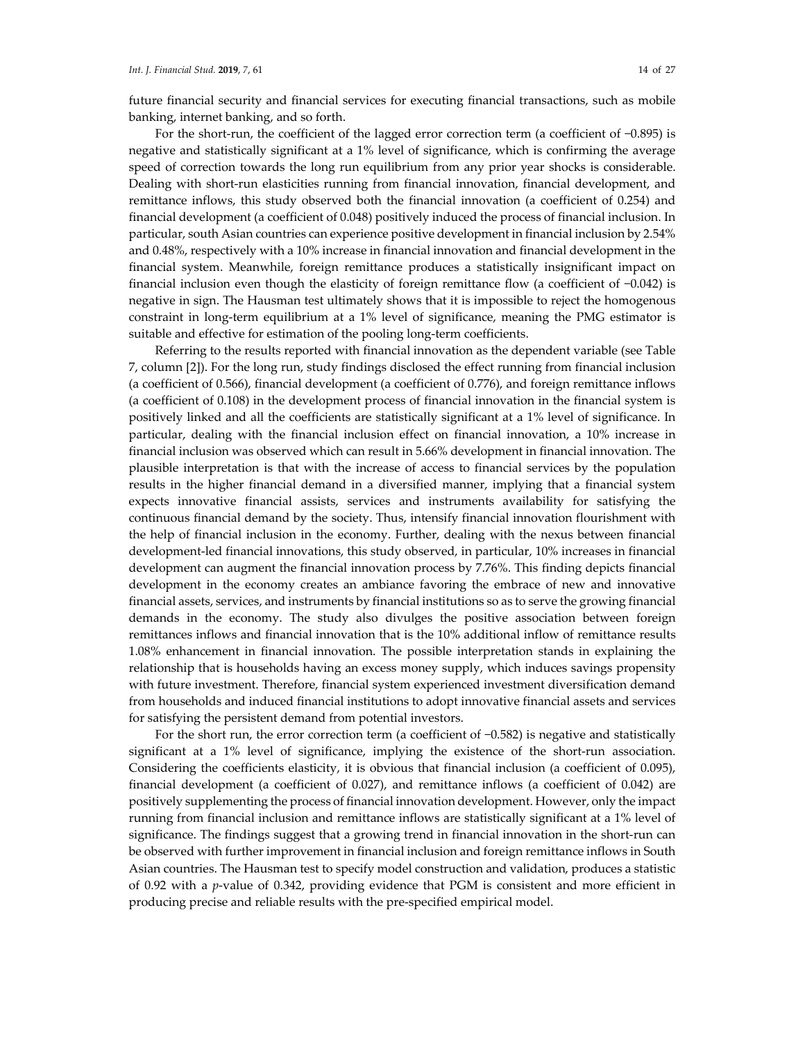future financial security and financial services for executing financial transactions, such as mobile banking, internet banking, and so forth.

For the short-run, the coefficient of the lagged error correction term (a coefficient of −0.895) is negative and statistically significant at a 1% level of significance, which is confirming the average speed of correction towards the long run equilibrium from any prior year shocks is considerable. Dealing with short-run elasticities running from financial innovation, financial development, and remittance inflows, this study observed both the financial innovation (a coefficient of 0.254) and financial development (a coefficient of 0.048) positively induced the process of financial inclusion. In particular, south Asian countries can experience positive development in financial inclusion by 2.54% and 0.48%, respectively with a 10% increase in financial innovation and financial development in the financial system. Meanwhile, foreign remittance produces a statistically insignificant impact on financial inclusion even though the elasticity of foreign remittance flow (a coefficient of −0.042) is negative in sign. The Hausman test ultimately shows that it is impossible to reject the homogenous constraint in long-term equilibrium at a 1% level of significance, meaning the PMG estimator is suitable and effective for estimation of the pooling long-term coefficients.

Referring to the results reported with financial innovation as the dependent variable (see Table 7, column [2]). For the long run, study findings disclosed the effect running from financial inclusion (a coefficient of 0.566), financial development (a coefficient of 0.776), and foreign remittance inflows (a coefficient of 0.108) in the development process of financial innovation in the financial system is positively linked and all the coefficients are statistically significant at a 1% level of significance. In particular, dealing with the financial inclusion effect on financial innovation, a 10% increase in financial inclusion was observed which can result in 5.66% development in financial innovation. The plausible interpretation is that with the increase of access to financial services by the population results in the higher financial demand in a diversified manner, implying that a financial system expects innovative financial assists, services and instruments availability for satisfying the continuous financial demand by the society. Thus, intensify financial innovation flourishment with the help of financial inclusion in the economy. Further, dealing with the nexus between financial development-led financial innovations, this study observed, in particular, 10% increases in financial development can augment the financial innovation process by 7.76%. This finding depicts financial development in the economy creates an ambiance favoring the embrace of new and innovative financial assets, services, and instruments by financial institutions so as to serve the growing financial demands in the economy. The study also divulges the positive association between foreign remittances inflows and financial innovation that is the 10% additional inflow of remittance results 1.08% enhancement in financial innovation. The possible interpretation stands in explaining the relationship that is households having an excess money supply, which induces savings propensity with future investment. Therefore, financial system experienced investment diversification demand from households and induced financial institutions to adopt innovative financial assets and services for satisfying the persistent demand from potential investors.

For the short run, the error correction term (a coefficient of −0.582) is negative and statistically significant at a 1% level of significance, implying the existence of the short-run association. Considering the coefficients elasticity, it is obvious that financial inclusion (a coefficient of 0.095), financial development (a coefficient of 0.027), and remittance inflows (a coefficient of 0.042) are positively supplementing the process of financial innovation development. However, only the impact running from financial inclusion and remittance inflows are statistically significant at a 1% level of significance. The findings suggest that a growing trend in financial innovation in the short-run can be observed with further improvement in financial inclusion and foreign remittance inflows in South Asian countries. The Hausman test to specify model construction and validation, produces a statistic of 0.92 with a $p$-value of 0.342, providing evidence that PGM is consistent and more efficient in producing precise and reliable results with the pre-specified empirical model.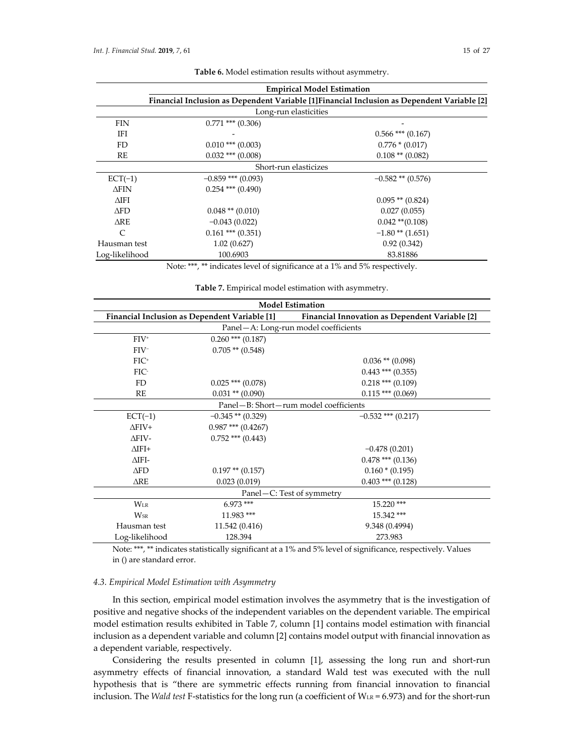**Table 6.** Model estimation results without asymmetry.

| | Empirical Model Estimation | |
|---|---|---|
| | Financial Inclusion as Dependent Variable [1] | Financial Inclusion as Dependent Variable [2] |
| | Long-run elasticities | |
| FIN | 0.771 *** (0.306) | - |
| IFI | - | 0.566 *** (0.167) |
| FD | 0.010 *** (0.003) | 0.776 * (0.017) |
| RE | 0.032 *** (0.008) | 0.108 ** (0.082) |
| | Short-run elasticizes | |
| ECT(−1) | −0.859 *** (0.093) | −0.582 ** (0.576) |
| ΔFIN | 0.254 *** (0.490) | |
| ΔIFI | | 0.095 ** (0.824) |
| ΔFD | 0.048 ** (0.010) | 0.027 (0.055) |
| ΔRE | −0.043 (0.022) | 0.042 **(0.108) |
| C | 0.161 *** (0.351) | −1.80 ** (1.651) |
| Hausman test | 1.02 (0.627) | 0.92 (0.342) |
| Log-likelihood | 100.6903 | 83.81886 |

Note: ***, ** indicates level of significance at a 1% and 5% respectively.

**Table 7.** Empirical model estimation with asymmetry.

| Model Estimation | | |
|---|---|---|
| Financial Inclusion as Dependent Variable [1] | | Financial Innovation as Dependent Variable [2] |
| Panel—A: Long-run model coefficients | | |
| $FIV^{+}$ | 0.260 *** (0.187) | |
| $FIV^{-}$ | 0.705 ** (0.548) | |
| $FIC^{+}$ | | 0.036 ** (0.098) |
| $FIC^{-}$ | | 0.443 *** (0.355) |
| FD | 0.025 *** (0.078) | 0.218 *** (0.109) |
| RE | 0.031 ** (0.090) | 0.115 *** (0.069) |
| Panel—B: Short—rum model coefficients | | |
| ECT(−1) | −0.345 ** (0.329) | −0.532 *** (0.217) |
| ΔFIV+ | 0.987 *** (0.4267) | |
| ΔFIV- | 0.752 *** (0.443) | |
| ΔIFI+ | | −0.478 (0.201) |
| ΔIFI- | | 0.478 *** (0.136) |
| ΔFD | 0.197 ** (0.157) | 0.160 * (0.195) |
| ΔRE | 0.023 (0.019) | 0.403 *** (0.128) |
| Panel—C: Test of symmetry | | |
| $W_{LR}$ | 6.973 *** | 15.220 *** |
| $W_{SR}$ | 11.983 *** | 15.342 *** |
| Hausman test | 11.542 (0.416) | 9.348 (0.4994) |
| Log-likelihood | 128.394 | 273.983 |

Note: ***, ** indicates statistically significant at a 1% and 5% level of significance, respectively. Values in () are standard error.

### 4.3. Empirical Model Estimation with Asymmetry

In this section, empirical model estimation involves the asymmetry that is the investigation of positive and negative shocks of the independent variables on the dependent variable. The empirical model estimation results exhibited in Table 7, column [1] contains model estimation with financial inclusion as a dependent variable and column [2] contains model output with financial innovation as a dependent variable, respectively.

Considering the results presented in column [1], assessing the long run and short-run asymmetry effects of financial innovation, a standard Wald test was executed with the null hypothesis that is "there are symmetric effects running from financial innovation to financial inclusion. The *Wald test* F-statistics for the long run (a coefficient of $W_{LR}$ = 6.973) and for the short-run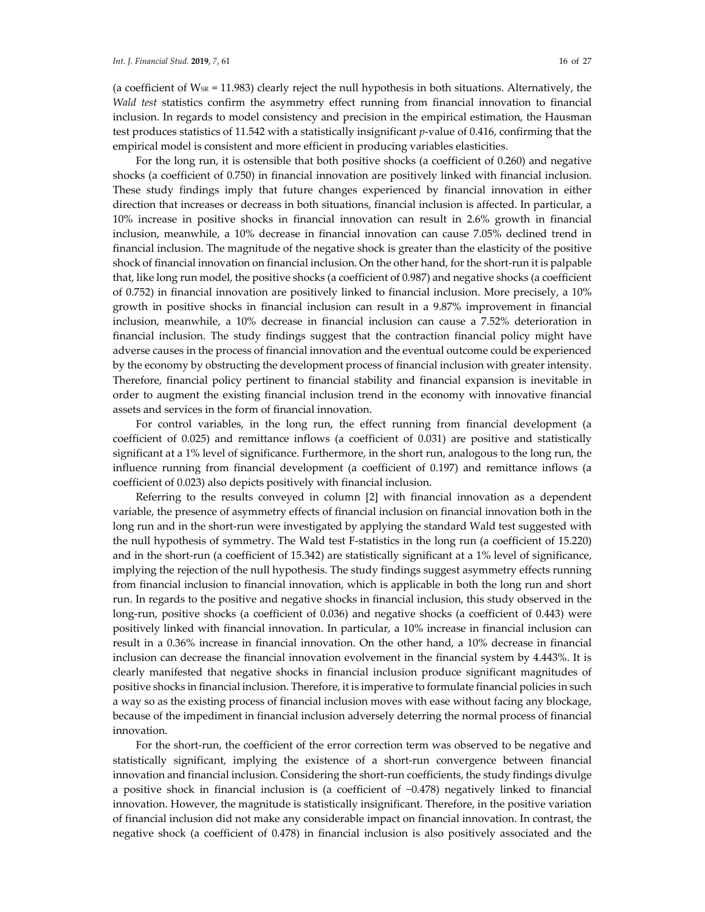(a coefficient of $W_{SR}$ = 11.983) clearly reject the null hypothesis in both situations. Alternatively, the *Wald test* statistics confirm the asymmetry effect running from financial innovation to financial inclusion. In regards to model consistency and precision in the empirical estimation, the Hausman test produces statistics of 11.542 with a statistically insignificant *p*-value of 0.416, confirming that the empirical model is consistent and more efficient in producing variables elasticities.

For the long run, it is ostensible that both positive shocks (a coefficient of 0.260) and negative shocks (a coefficient of 0.750) in financial innovation are positively linked with financial inclusion. These study findings imply that future changes experienced by financial innovation in either direction that increases or decreass in both situations, financial inclusion is affected. In particular, a 10% increase in positive shocks in financial innovation can result in 2.6% growth in financial inclusion, meanwhile, a 10% decrease in financial innovation can cause 7.05% declined trend in financial inclusion. The magnitude of the negative shock is greater than the elasticity of the positive shock of financial innovation on financial inclusion. On the other hand, for the short-run it is palpable that, like long run model, the positive shocks (a coefficient of 0.987) and negative shocks (a coefficient of 0.752) in financial innovation are positively linked to financial inclusion. More precisely, a 10% growth in positive shocks in financial inclusion can result in a 9.87% improvement in financial inclusion, meanwhile, a 10% decrease in financial inclusion can cause a 7.52% deterioration in financial inclusion. The study findings suggest that the contraction financial policy might have adverse causes in the process of financial innovation and the eventual outcome could be experienced by the economy by obstructing the development process of financial inclusion with greater intensity. Therefore, financial policy pertinent to financial stability and financial expansion is inevitable in order to augment the existing financial inclusion trend in the economy with innovative financial assets and services in the form of financial innovation.

For control variables, in the long run, the effect running from financial development (a coefficient of 0.025) and remittance inflows (a coefficient of 0.031) are positive and statistically significant at a 1% level of significance. Furthermore, in the short run, analogous to the long run, the influence running from financial development (a coefficient of 0.197) and remittance inflows (a coefficient of 0.023) also depicts positively with financial inclusion.

Referring to the results conveyed in column [2] with financial innovation as a dependent variable, the presence of asymmetry effects of financial inclusion on financial innovation both in the long run and in the short-run were investigated by applying the standard Wald test suggested with the null hypothesis of symmetry. The Wald test F-statistics in the long run (a coefficient of 15.220) and in the short-run (a coefficient of 15.342) are statistically significant at a 1% level of significance, implying the rejection of the null hypothesis. The study findings suggest asymmetry effects running from financial inclusion to financial innovation, which is applicable in both the long run and short run. In regards to the positive and negative shocks in financial inclusion, this study observed in the long-run, positive shocks (a coefficient of 0.036) and negative shocks (a coefficient of 0.443) were positively linked with financial innovation. In particular, a 10% increase in financial inclusion can result in a 0.36% increase in financial innovation. On the other hand, a 10% decrease in financial inclusion can decrease the financial innovation evolvement in the financial system by 4.443%. It is clearly manifested that negative shocks in financial inclusion produce significant magnitudes of positive shocks in financial inclusion. Therefore, it is imperative to formulate financial policies in such a way so as the existing process of financial inclusion moves with ease without facing any blockage, because of the impediment in financial inclusion adversely deterring the normal process of financial innovation.

For the short-run, the coefficient of the error correction term was observed to be negative and statistically significant, implying the existence of a short-run convergence between financial innovation and financial inclusion. Considering the short-run coefficients, the study findings divulge a positive shock in financial inclusion is (a coefficient of −0.478) negatively linked to financial innovation. However, the magnitude is statistically insignificant. Therefore, in the positive variation of financial inclusion did not make any considerable impact on financial innovation. In contrast, the negative shock (a coefficient of 0.478) in financial inclusion is also positively associated and the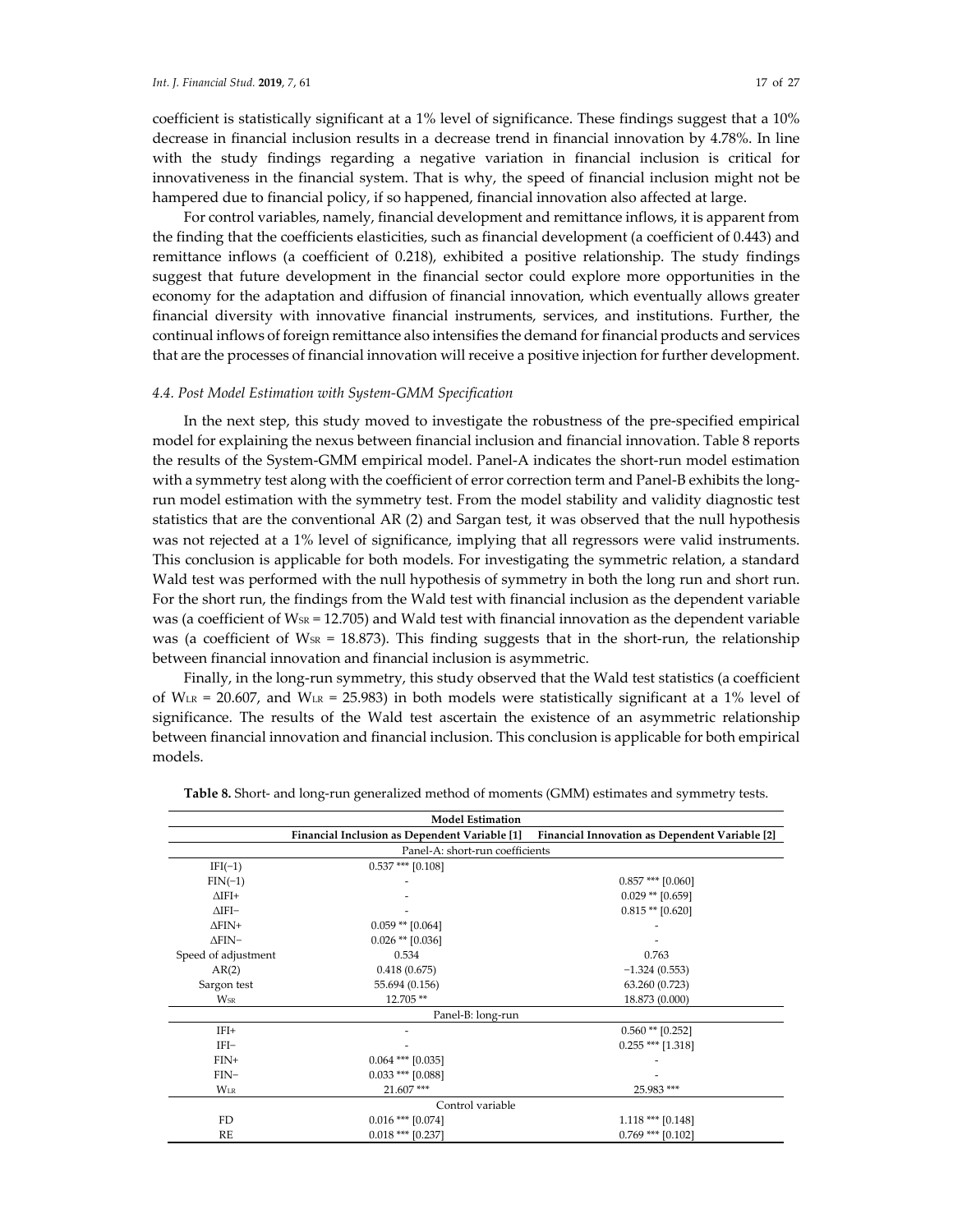coefficient is statistically significant at a 1% level of significance. These findings suggest that a 10% decrease in financial inclusion results in a decrease trend in financial innovation by 4.78%. In line with the study findings regarding a negative variation in financial inclusion is critical for innovativeness in the financial system. That is why, the speed of financial inclusion might not be hampered due to financial policy, if so happened, financial innovation also affected at large.

For control variables, namely, financial development and remittance inflows, it is apparent from the finding that the coefficients elasticities, such as financial development (a coefficient of 0.443) and remittance inflows (a coefficient of 0.218), exhibited a positive relationship. The study findings suggest that future development in the financial sector could explore more opportunities in the economy for the adaptation and diffusion of financial innovation, which eventually allows greater financial diversity with innovative financial instruments, services, and institutions. Further, the continual inflows of foreign remittance also intensifies the demand for financial products and services that are the processes of financial innovation will receive a positive injection for further development.

### *4.4. Post Model Estimation with System-GMM Specification*

In the next step, this study moved to investigate the robustness of the pre-specified empirical model for explaining the nexus between financial inclusion and financial innovation. Table 8 reports the results of the System-GMM empirical model. Panel-A indicates the short-run model estimation with a symmetry test along with the coefficient of error correction term and Panel-B exhibits the long-run model estimation with the symmetry test. From the model stability and validity diagnostic test statistics that are the conventional AR (2) and Sargan test, it was observed that the null hypothesis was not rejected at a 1% level of significance, implying that all regressors were valid instruments. This conclusion is applicable for both models. For investigating the symmetric relation, a standard Wald test was performed with the null hypothesis of symmetry in both the long run and short run. For the short run, the findings from the Wald test with financial inclusion as the dependent variable was (a coefficient of $W_{SR}$ = 12.705) and Wald test with financial innovation as the dependent variable was (a coefficient of $W_{SR}$ = 18.873). This finding suggests that in the short-run, the relationship between financial innovation and financial inclusion is asymmetric.

Finally, in the long-run symmetry, this study observed that the Wald test statistics (a coefficient of $W_{LR}$ = 20.607, and $W_{LR}$ = 25.983) in both models were statistically significant at a 1% level of significance. The results of the Wald test ascertain the existence of an asymmetric relationship between financial innovation and financial inclusion. This conclusion is applicable for both empirical models.

**Table 8.** Short- and long-run generalized method of moments (GMM) estimates and symmetry tests.

| Model Estimation | | |
|---|---|---|
| | **Financial Inclusion as Dependent Variable [1]** | **Financial Innovation as Dependent Variable [2]** |
| Panel-A: short-run coefficients | | |
| IFI(−1) | 0.537 *** [0.108] | |
| FIN(−1) | - | 0.857 *** [0.060] |
| ΔIFI+ | - | 0.029 ** [0.659] |
| ΔIFI− | - | 0.815 ** [0.620] |
| ΔFIN+ | 0.059 ** [0.064] | - |
| ΔFIN− | 0.026 ** [0.036] | - |
| Speed of adjustment | 0.534 | 0.763 |
| AR(2) | 0.418 (0.675) | −1.324 (0.553) |
| Sargon test | 55.694 (0.156) | 63.260 (0.723) |
| $W_{SR}$ | 12.705 ** | 18.873 (0.000) |
| Panel-B: long-run | | |
| IFI+ | - | 0.560 ** [0.252] |
| IFI− | - | 0.255 *** [1.318] |
| FIN+ | 0.064 *** [0.035] | - |
| FIN− | 0.033 *** [0.088] | - |
| $W_{LR}$ | 21.607 *** | 25.983 *** |
| Control variable | | |
| FD | 0.016 *** [0.074] | 1.118 *** [0.148] |
| RE | 0.018 *** [0.237] | 0.769 *** [0.102] |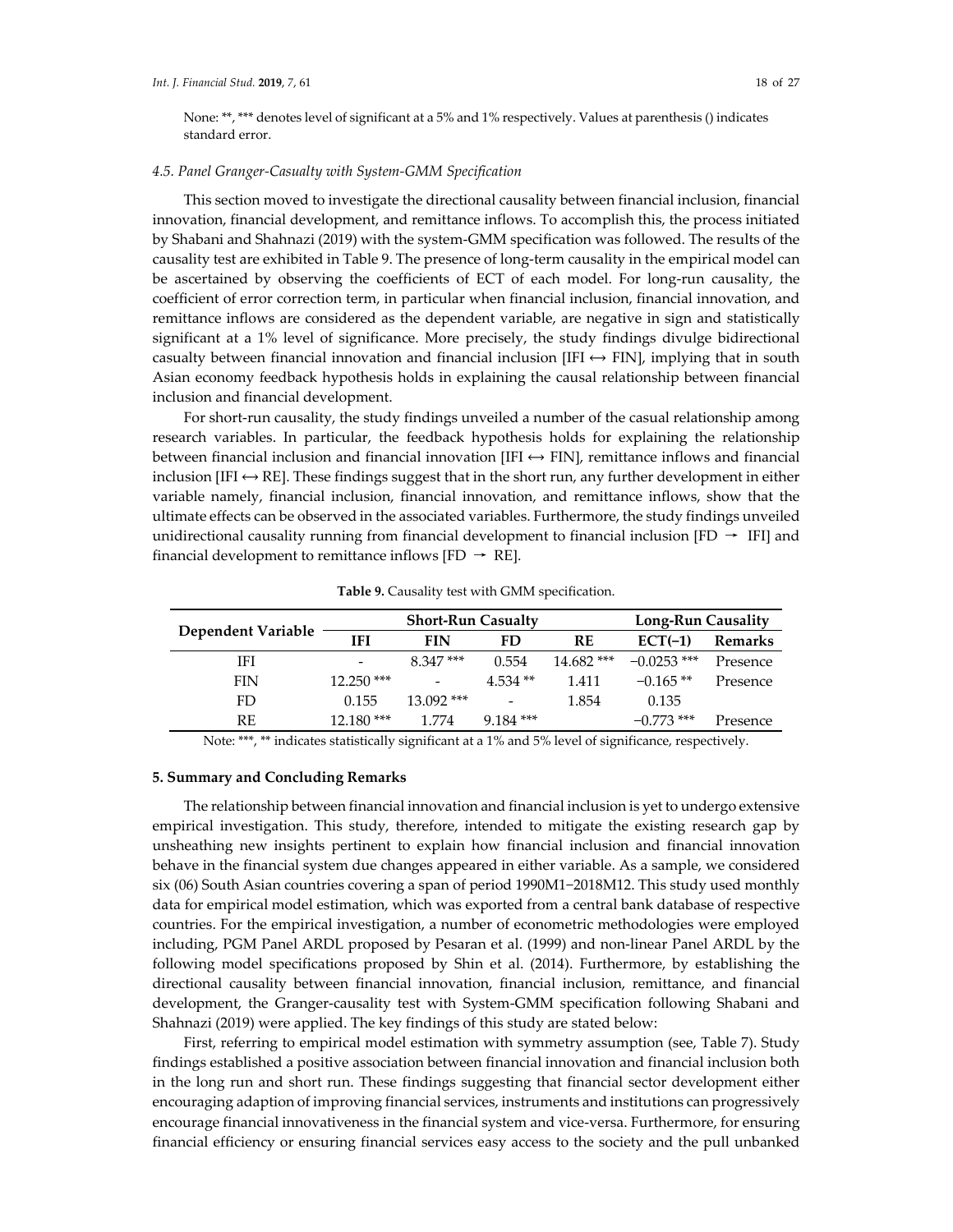None: **, *** denotes level of significant at a 5% and 1% respectively. Values at parenthesis () indicates standard error.

### *4.5. Panel Granger-Casualty with System-GMM Specification*

This section moved to investigate the directional causality between financial inclusion, financial innovation, financial development, and remittance inflows. To accomplish this, the process initiated by Shabani and Shahnazi (2019) with the system-GMM specification was followed. The results of the causality test are exhibited in Table 9. The presence of long-term causality in the empirical model can be ascertained by observing the coefficients of ECT of each model. For long-run causality, the coefficient of error correction term, in particular when financial inclusion, financial innovation, and remittance inflows are considered as the dependent variable, are negative in sign and statistically significant at a 1% level of significance. More precisely, the study findings divulge bidirectional casualty between financial innovation and financial inclusion [IFI ↔ FIN], implying that in south Asian economy feedback hypothesis holds in explaining the causal relationship between financial inclusion and financial development.

For short-run causality, the study findings unveiled a number of the casual relationship among research variables. In particular, the feedback hypothesis holds for explaining the relationship between financial inclusion and financial innovation [IFI ↔ FIN], remittance inflows and financial inclusion [IFI ↔ RE]. These findings suggest that in the short run, any further development in either variable namely, financial inclusion, financial innovation, and remittance inflows, show that the ultimate effects can be observed in the associated variables. Furthermore, the study findings unveiled unidirectional causality running from financial development to financial inclusion [FD → IFI] and financial development to remittance inflows [FD → RE].

**Table 9.** Causality test with GMM specification.

| Dependent Variable | Short-Run Casualty | | | | Long-Run Causality | |
|---|---|---|---|---|---|---|
| | IFI | FIN | FD | RE | ECT(−1) | Remarks |
| IFI | - | 8.347 *** | 0.554 | 14.682 *** | −0.0253 *** | Presence |
| FIN | 12.250 *** | - | 4.534 ** | 1.411 | −0.165 ** | Presence |
| FD | 0.155 | 13.092 *** | - | 1.854 | 0.135 | |
| RE | 12.180 *** | 1.774 | 9.184 *** | | −0.773 *** | Presence |

Note: ***, ** indicates statistically significant at a 1% and 5% level of significance, respectively.

## 5. Summary and Concluding Remarks

The relationship between financial innovation and financial inclusion is yet to undergo extensive empirical investigation. This study, therefore, intended to mitigate the existing research gap by unsheathing new insights pertinent to explain how financial inclusion and financial innovation behave in the financial system due changes appeared in either variable. As a sample, we considered six (06) South Asian countries covering a span of period 1990M1−2018M12. This study used monthly data for empirical model estimation, which was exported from a central bank database of respective countries. For the empirical investigation, a number of econometric methodologies were employed including, PGM Panel ARDL proposed by Pesaran et al. (1999) and non-linear Panel ARDL by the following model specifications proposed by Shin et al. (2014). Furthermore, by establishing the directional causality between financial innovation, financial inclusion, remittance, and financial development, the Granger-causality test with System-GMM specification following Shabani and Shahnazi (2019) were applied. The key findings of this study are stated below:

First, referring to empirical model estimation with symmetry assumption (see, Table 7). Study findings established a positive association between financial innovation and financial inclusion both in the long run and short run. These findings suggesting that financial sector development either encouraging adaption of improving financial services, instruments and institutions can progressively encourage financial innovativeness in the financial system and vice-versa. Furthermore, for ensuring financial efficiency or ensuring financial services easy access to the society and the pull unbanked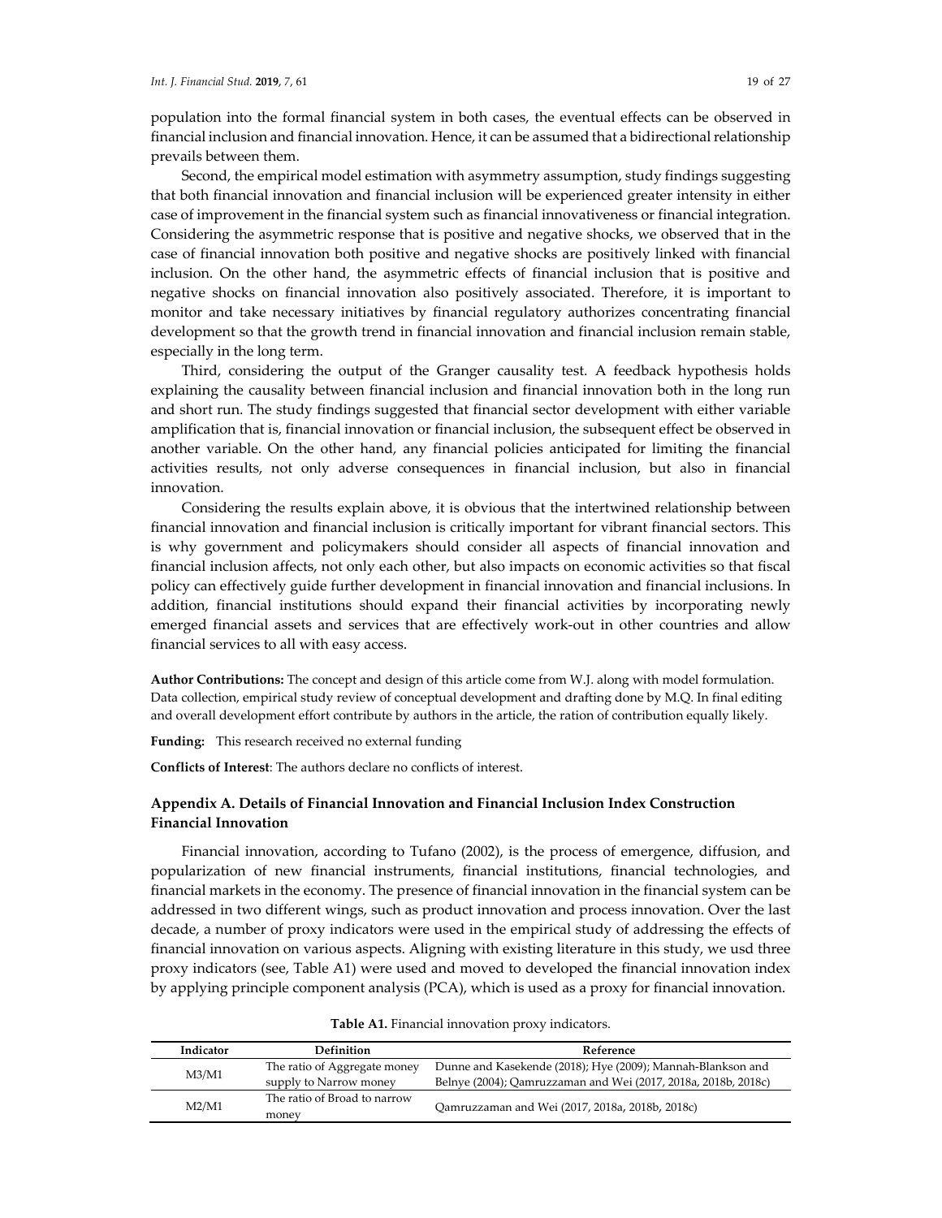population into the formal financial system in both cases, the eventual effects can be observed in financial inclusion and financial innovation. Hence, it can be assumed that a bidirectional relationship prevails between them.

Second, the empirical model estimation with asymmetry assumption, study findings suggesting that both financial innovation and financial inclusion will be experienced greater intensity in either case of improvement in the financial system such as financial innovativeness or financial integration. Considering the asymmetric response that is positive and negative shocks, we observed that in the case of financial innovation both positive and negative shocks are positively linked with financial inclusion. On the other hand, the asymmetric effects of financial inclusion that is positive and negative shocks on financial innovation also positively associated. Therefore, it is important to monitor and take necessary initiatives by financial regulatory authorizes concentrating financial development so that the growth trend in financial innovation and financial inclusion remain stable, especially in the long term.

Third, considering the output of the Granger causality test. A feedback hypothesis holds explaining the causality between financial inclusion and financial innovation both in the long run and short run. The study findings suggested that financial sector development with either variable amplification that is, financial innovation or financial inclusion, the subsequent effect be observed in another variable. On the other hand, any financial policies anticipated for limiting the financial activities results, not only adverse consequences in financial inclusion, but also in financial innovation.

Considering the results explain above, it is obvious that the intertwined relationship between financial innovation and financial inclusion is critically important for vibrant financial sectors. This is why government and policymakers should consider all aspects of financial innovation and financial inclusion affects, not only each other, but also impacts on economic activities so that fiscal policy can effectively guide further development in financial innovation and financial inclusions. In addition, financial institutions should expand their financial activities by incorporating newly emerged financial assets and services that are effectively work-out in other countries and allow financial services to all with easy access.

**Author Contributions:** The concept and design of this article come from W.J. along with model formulation. Data collection, empirical study review of conceptual development and drafting done by M.Q. In final editing and overall development effort contribute by authors in the article, the ration of contribution equally likely.

**Funding:** This research received no external funding

**Conflicts of Interest**: The authors declare no conflicts of interest.

## Appendix A. Details of Financial Innovation and Financial Inclusion Index Construction

### Financial Innovation

Financial innovation, according to Tufano (2002), is the process of emergence, diffusion, and popularization of new financial instruments, financial institutions, financial technologies, and financial markets in the economy. The presence of financial innovation in the financial system can be addressed in two different wings, such as product innovation and process innovation. Over the last decade, a number of proxy indicators were used in the empirical study of addressing the effects of financial innovation on various aspects. Aligning with existing literature in this study, we usd three proxy indicators (see, Table A1) were used and moved to developed the financial innovation index by applying principle component analysis (PCA), which is used as a proxy for financial innovation.

**Table A1.** Financial innovation proxy indicators.

| Indicator | Definition | Reference |
| --- | --- | --- |
| M3/M1 | The ratio of Aggregate money supply to Narrow money | Dunne and Kasekende (2018); Hye (2009); Mannah-Blankson and Belnye (2004); Qamruzzaman and Wei (2017, 2018a, 2018b, 2018c) |
| M2/M1 | The ratio of Broad to narrow money | Qamruzzaman and Wei (2017, 2018a, 2018b, 2018c) |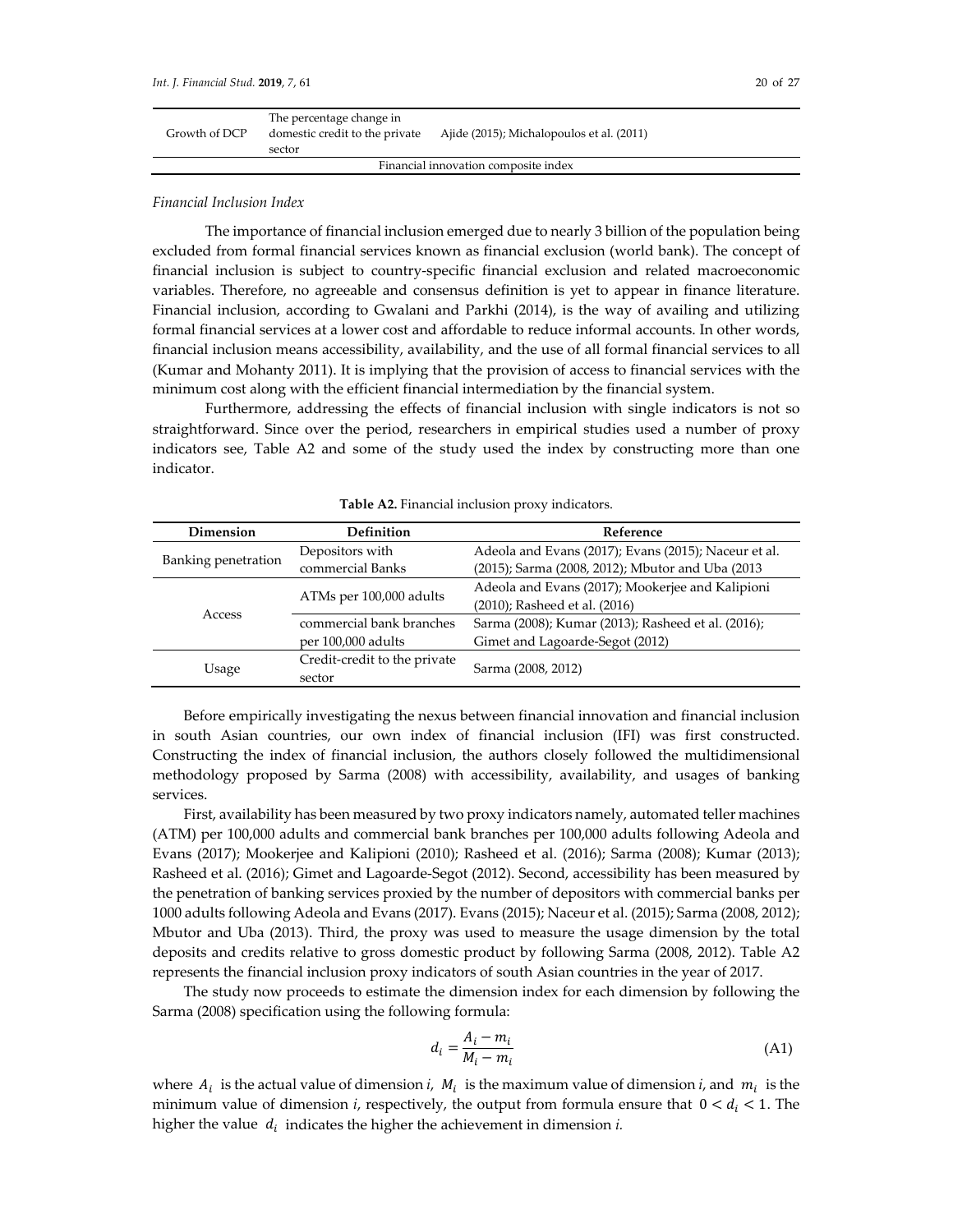| Growth of DCP | The percentage change in domestic credit to the private sector | Ajide (2015); Michalopoulos et al. (2011) |
|---|---|---|
| Financial innovation composite index | | |

*Financial Inclusion Index*

The importance of financial inclusion emerged due to nearly 3 billion of the population being excluded from formal financial services known as financial exclusion (world bank). The concept of financial inclusion is subject to country-specific financial exclusion and related macroeconomic variables. Therefore, no agreeable and consensus definition is yet to appear in finance literature. Financial inclusion, according to Gwalani and Parkhi (2014), is the way of availing and utilizing formal financial services at a lower cost and affordable to reduce informal accounts. In other words, financial inclusion means accessibility, availability, and the use of all formal financial services to all (Kumar and Mohanty 2011). It is implying that the provision of access to financial services with the minimum cost along with the efficient financial intermediation by the financial system.

Furthermore, addressing the effects of financial inclusion with single indicators is not so straightforward. Since over the period, researchers in empirical studies used a number of proxy indicators see, Table A2 and some of the study used the index by constructing more than one indicator.

**Table A2.** Financial inclusion proxy indicators.

| Dimension | Definition | Reference |
|---|---|---|
| Banking penetration | Depositors with commercial Banks | Adeola and Evans (2017); Evans (2015); Naceur et al. (2015); Sarma (2008, 2012); Mbutor and Uba (2013 |
| Access | ATMs per 100,000 adults | Adeola and Evans (2017); Mookerjee and Kalipioni (2010); Rasheed et al. (2016) |
| | commercial bank branches per 100,000 adults | Sarma (2008); Kumar (2013); Rasheed et al. (2016); Gimet and Lagoarde-Segot (2012) |
| Usage | Credit-credit to the private sector | Sarma (2008, 2012) |

Before empirically investigating the nexus between financial innovation and financial inclusion in south Asian countries, our own index of financial inclusion (IFI) was first constructed. Constructing the index of financial inclusion, the authors closely followed the multidimensional methodology proposed by Sarma (2008) with accessibility, availability, and usages of banking services.

First, availability has been measured by two proxy indicators namely, automated teller machines (ATM) per 100,000 adults and commercial bank branches per 100,000 adults following Adeola and Evans (2017); Mookerjee and Kalipioni (2010); Rasheed et al. (2016); Sarma (2008); Kumar (2013); Rasheed et al. (2016); Gimet and Lagoarde-Segot (2012). Second, accessibility has been measured by the penetration of banking services proxied by the number of depositors with commercial banks per 1000 adults following Adeola and Evans (2017). Evans (2015); Naceur et al. (2015); Sarma (2008, 2012); Mbutor and Uba (2013). Third, the proxy was used to measure the usage dimension by the total deposits and credits relative to gross domestic product by following Sarma (2008, 2012). Table A2 represents the financial inclusion proxy indicators of south Asian countries in the year of 2017.

The study now proceeds to estimate the dimension index for each dimension by following the Sarma (2008) specification using the following formula:

$$d_i = \frac{A_i - m_i}{M_i - m_i} \quad \text{(A1)}$$

where $A_i$ is the actual value of dimension *i*, $M_i$ is the maximum value of dimension *i*, and $m_i$ is the minimum value of dimension *i*, respectively, the output from formula ensure that $0 < d_i < 1$. The higher the value $d_i$ indicates the higher the achievement in dimension *i*.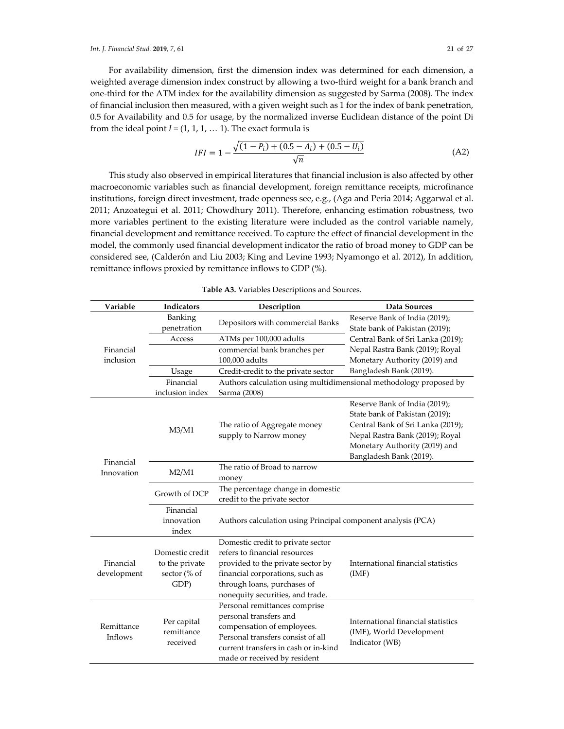For availability dimension, first the dimension index was determined for each dimension, a weighted average dimension index construct by allowing a two-third weight for a bank branch and one-third for the ATM index for the availability dimension as suggested by Sarma (2008). The index of financial inclusion then measured, with a given weight such as 1 for the index of bank penetration, 0.5 for Availability and 0.5 for usage, by the normalized inverse Euclidean distance of the point Di from the ideal point $I = (1, 1, 1, \ldots 1)$. The exact formula is

$$IFI = 1 - \frac{\sqrt{(1 - P_i) + (0.5 - A_i) + (0.5 - U_i)}}{\sqrt{n}} \tag{A2}$$

This study also observed in empirical literatures that financial inclusion is also affected by other macroeconomic variables such as financial development, foreign remittance receipts, microfinance institutions, foreign direct investment, trade openness see, e.g., (Aga and Peria 2014; Aggarwal et al. 2011; Anzoategui et al. 2011; Chowdhury 2011). Therefore, enhancing estimation robustness, two more variables pertinent to the existing literature were included as the control variable namely, financial development and remittance received. To capture the effect of financial development in the model, the commonly used financial development indicator the ratio of broad money to GDP can be considered see, (Calderón and Liu 2003; King and Levine 1993; Nyamongo et al. 2012), In addition, remittance inflows proxied by remittance inflows to GDP (%).

**Table A3.** Variables Descriptions and Sources.

| Variable | Indicators | Description | Data Sources |
|---|---|---|---|
| Financial inclusion | Banking penetration | Depositors with commercial Banks | Reserve Bank of India (2019); State bank of Pakistan (2019); Central Bank of Sri Lanka (2019); Nepal Rastra Bank (2019); Royal Monetary Authority (2019) and Bangladesh Bank (2019). |
| | Access | ATMs per 100,000 adults | |
| | | commercial bank branches per 100,000 adults | |
| | Usage | Credit-credit to the private sector | |
| | Financial inclusion index | Authors calculation using multidimensional methodology proposed by Sarma (2008) | |
| Financial Innovation | M3/M1 | The ratio of Aggregate money supply to Narrow money | Reserve Bank of India (2019); State bank of Pakistan (2019); Central Bank of Sri Lanka (2019); Nepal Rastra Bank (2019); Royal Monetary Authority (2019) and Bangladesh Bank (2019). |
| | M2/M1 | The ratio of Broad to narrow money | |
| | Growth of DCP | The percentage change in domestic credit to the private sector | |
| | Financial innovation index | Authors calculation using Principal component analysis (PCA) | |
| Financial development | Domestic credit to the private sector (% of GDP) | Domestic credit to private sector refers to financial resources provided to the private sector by financial corporations, such as through loans, purchases of nonequity securities, and trade. | International financial statistics (IMF) |
| Remittance Inflows | Per capital remittance received | Personal remittances comprise personal transfers and compensation of employees. Personal transfers consist of all current transfers in cash or in-kind made or received by resident | International financial statistics (IMF), World Development Indicator (WB) |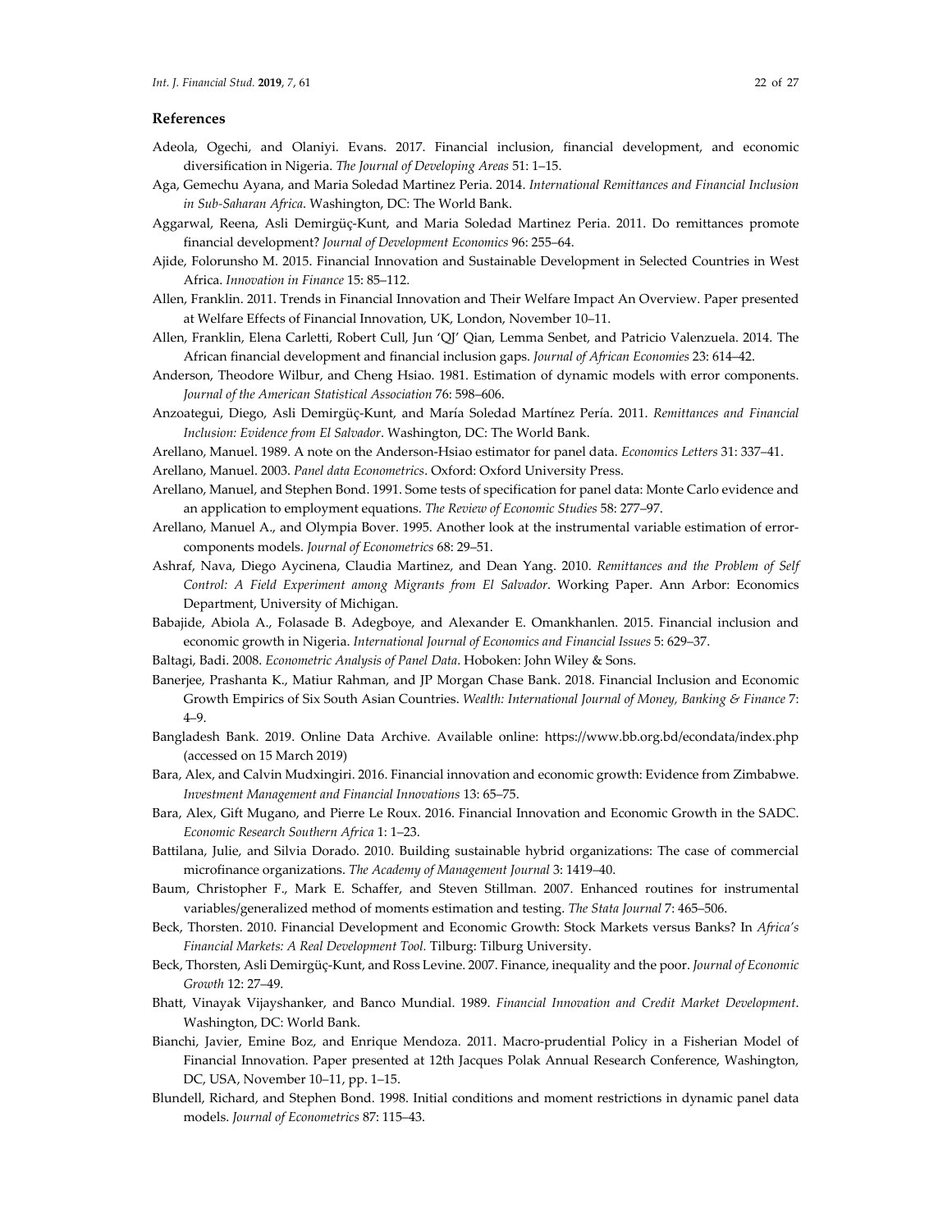## References

Adeola, Ogechi, and Olaniyi. Evans. 2017. Financial inclusion, financial development, and economic diversification in Nigeria. *The Journal of Developing Areas* 51: 1–15.

Aga, Gemechu Ayana, and Maria Soledad Martinez Peria. 2014. *International Remittances and Financial Inclusion in Sub-Saharan Africa*. Washington, DC: The World Bank.

Aggarwal, Reena, Asli Demirgüç-Kunt, and Maria Soledad Martinez Peria. 2011. Do remittances promote financial development? *Journal of Development Economics* 96: 255–64.

Ajide, Folorunsho M. 2015. Financial Innovation and Sustainable Development in Selected Countries in West Africa. *Innovation in Finance* 15: 85–112.

Allen, Franklin. 2011. Trends in Financial Innovation and Their Welfare Impact An Overview. Paper presented at Welfare Effects of Financial Innovation, UK, London, November 10–11.

Allen, Franklin, Elena Carletti, Robert Cull, Jun 'QJ' Qian, Lemma Senbet, and Patricio Valenzuela. 2014. The African financial development and financial inclusion gaps. *Journal of African Economies* 23: 614–42.

Anderson, Theodore Wilbur, and Cheng Hsiao. 1981. Estimation of dynamic models with error components. *Journal of the American Statistical Association* 76: 598–606.

Anzoategui, Diego, Asli Demirgüç-Kunt, and María Soledad Martínez Pería. 2011. *Remittances and Financial Inclusion: Evidence from El Salvador*. Washington, DC: The World Bank.

Arellano, Manuel. 1989. A note on the Anderson-Hsiao estimator for panel data. *Economics Letters* 31: 337–41.

Arellano, Manuel. 2003. *Panel data Econometrics*. Oxford: Oxford University Press.

Arellano, Manuel, and Stephen Bond. 1991. Some tests of specification for panel data: Monte Carlo evidence and an application to employment equations. *The Review of Economic Studies* 58: 277–97.

Arellano, Manuel A., and Olympia Bover. 1995. Another look at the instrumental variable estimation of error-components models. *Journal of Econometrics* 68: 29–51.

Ashraf, Nava, Diego Aycinena, Claudia Martinez, and Dean Yang. 2010. *Remittances and the Problem of Self Control: A Field Experiment among Migrants from El Salvador*. Working Paper. Ann Arbor: Economics Department, University of Michigan.

Babajide, Abiola A., Folasade B. Adegboye, and Alexander E. Omankhanlen. 2015. Financial inclusion and economic growth in Nigeria. *International Journal of Economics and Financial Issues* 5: 629–37.

Baltagi, Badi. 2008. *Econometric Analysis of Panel Data*. Hoboken: John Wiley & Sons.

Banerjee, Prashanta K., Matiur Rahman, and JP Morgan Chase Bank. 2018. Financial Inclusion and Economic Growth Empirics of Six South Asian Countries. *Wealth: International Journal of Money, Banking & Finance* 7: 4–9.

Bangladesh Bank. 2019. Online Data Archive. Available online: https://www.bb.org.bd/econdata/index.php (accessed on 15 March 2019)

Bara, Alex, and Calvin Mudxingiri. 2016. Financial innovation and economic growth: Evidence from Zimbabwe. *Investment Management and Financial Innovations* 13: 65–75.

Bara, Alex, Gift Mugano, and Pierre Le Roux. 2016. Financial Innovation and Economic Growth in the SADC. *Economic Research Southern Africa* 1: 1–23.

Battilana, Julie, and Silvia Dorado. 2010. Building sustainable hybrid organizations: The case of commercial microfinance organizations. *The Academy of Management Journal* 3: 1419–40.

Baum, Christopher F., Mark E. Schaffer, and Steven Stillman. 2007. Enhanced routines for instrumental variables/generalized method of moments estimation and testing. *The Stata Journal* 7: 465–506.

Beck, Thorsten. 2010. Financial Development and Economic Growth: Stock Markets versus Banks? In *Africa's Financial Markets: A Real Development Tool*. Tilburg: Tilburg University.

Beck, Thorsten, Asli Demirgüç-Kunt, and Ross Levine. 2007. Finance, inequality and the poor. *Journal of Economic Growth* 12: 27–49.

Bhatt, Vinayak Vijayshanker, and Banco Mundial. 1989. *Financial Innovation and Credit Market Development*. Washington, DC: World Bank.

Bianchi, Javier, Emine Boz, and Enrique Mendoza. 2011. Macro-prudential Policy in a Fisherian Model of Financial Innovation. Paper presented at 12th Jacques Polak Annual Research Conference, Washington, DC, USA, November 10–11, pp. 1–15.

Blundell, Richard, and Stephen Bond. 1998. Initial conditions and moment restrictions in dynamic panel data models. *Journal of Econometrics* 87: 115–43.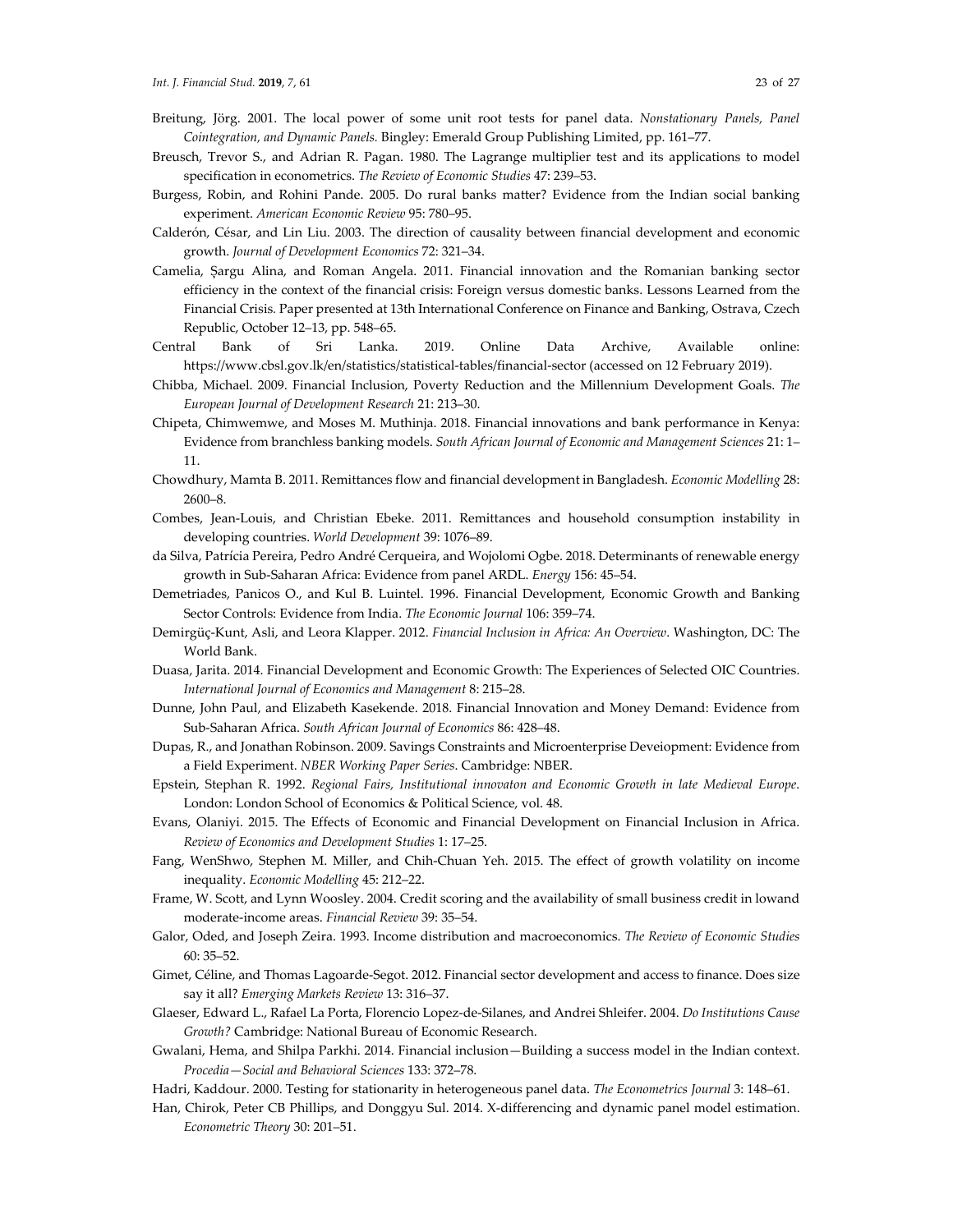Breitung, Jörg. 2001. The local power of some unit root tests for panel data. *Nonstationary Panels, Panel Cointegration, and Dynamic Panels.* Bingley: Emerald Group Publishing Limited, pp. 161–77.

Breusch, Trevor S., and Adrian R. Pagan. 1980. The Lagrange multiplier test and its applications to model specification in econometrics. *The Review of Economic Studies* 47: 239–53.

Burgess, Robin, and Rohini Pande. 2005. Do rural banks matter? Evidence from the Indian social banking experiment. *American Economic Review* 95: 780–95.

Calderón, César, and Lin Liu. 2003. The direction of causality between financial development and economic growth. *Journal of Development Economics* 72: 321–34.

Camelia, Șargu Alina, and Roman Angela. 2011. Financial innovation and the Romanian banking sector efficiency in the context of the financial crisis: Foreign versus domestic banks. Lessons Learned from the Financial Crisis. Paper presented at 13th International Conference on Finance and Banking, Ostrava, Czech Republic, October 12–13, pp. 548–65.

Central Bank of Sri Lanka. 2019. Online Data Archive, Available online: https://www.cbsl.gov.lk/en/statistics/statistical-tables/financial-sector (accessed on 12 February 2019).

Chibba, Michael. 2009. Financial Inclusion, Poverty Reduction and the Millennium Development Goals. *The European Journal of Development Research* 21: 213–30.

Chipeta, Chimwemwe, and Moses M. Muthinja. 2018. Financial innovations and bank performance in Kenya: Evidence from branchless banking models. *South African Journal of Economic and Management Sciences* 21: 1–11.

Chowdhury, Mamta B. 2011. Remittances flow and financial development in Bangladesh. *Economic Modelling* 28: 2600–8.

Combes, Jean-Louis, and Christian Ebeke. 2011. Remittances and household consumption instability in developing countries. *World Development* 39: 1076–89.

da Silva, Patrícia Pereira, Pedro André Cerqueira, and Wojolomi Ogbe. 2018. Determinants of renewable energy growth in Sub-Saharan Africa: Evidence from panel ARDL. *Energy* 156: 45–54.

Demetriades, Panicos O., and Kul B. Luintel. 1996. Financial Development, Economic Growth and Banking Sector Controls: Evidence from India. *The Economic Journal* 106: 359–74.

Demirgüç-Kunt, Asli, and Leora Klapper. 2012. *Financial Inclusion in Africa: An Overview*. Washington, DC: The World Bank.

Duasa, Jarita. 2014. Financial Development and Economic Growth: The Experiences of Selected OIC Countries. *International Journal of Economics and Management* 8: 215–28.

Dunne, John Paul, and Elizabeth Kasekende. 2018. Financial Innovation and Money Demand: Evidence from Sub-Saharan Africa. *South African Journal of Economics* 86: 428–48.

Dupas, R., and Jonathan Robinson. 2009. Savings Constraints and Microenterprise Deveiopment: Evidence from a Field Experiment. *NBER Working Paper Series*. Cambridge: NBER.

Epstein, Stephan R. 1992. *Regional Fairs, Institutional innovaton and Economic Growth in late Medieval Europe*. London: London School of Economics & Political Science, vol. 48.

Evans, Olaniyi. 2015. The Effects of Economic and Financial Development on Financial Inclusion in Africa. *Review of Economics and Development Studies* 1: 17–25.

Fang, WenShwo, Stephen M. Miller, and Chih-Chuan Yeh. 2015. The effect of growth volatility on income inequality. *Economic Modelling* 45: 212–22.

Frame, W. Scott, and Lynn Woosley. 2004. Credit scoring and the availability of small business credit in lowand moderate-income areas. *Financial Review* 39: 35–54.

Galor, Oded, and Joseph Zeira. 1993. Income distribution and macroeconomics. *The Review of Economic Studies* 60: 35–52.

Gimet, Céline, and Thomas Lagoarde-Segot. 2012. Financial sector development and access to finance. Does size say it all? *Emerging Markets Review* 13: 316–37.

Glaeser, Edward L., Rafael La Porta, Florencio Lopez-de-Silanes, and Andrei Shleifer. 2004. *Do Institutions Cause Growth?* Cambridge: National Bureau of Economic Research.

Gwalani, Hema, and Shilpa Parkhi. 2014. Financial inclusion—Building a success model in the Indian context. *Procedia—Social and Behavioral Sciences* 133: 372–78.

Hadri, Kaddour. 2000. Testing for stationarity in heterogeneous panel data. *The Econometrics Journal* 3: 148–61.

Han, Chirok, Peter CB Phillips, and Donggyu Sul. 2014. X-differencing and dynamic panel model estimation. *Econometric Theory* 30: 201–51.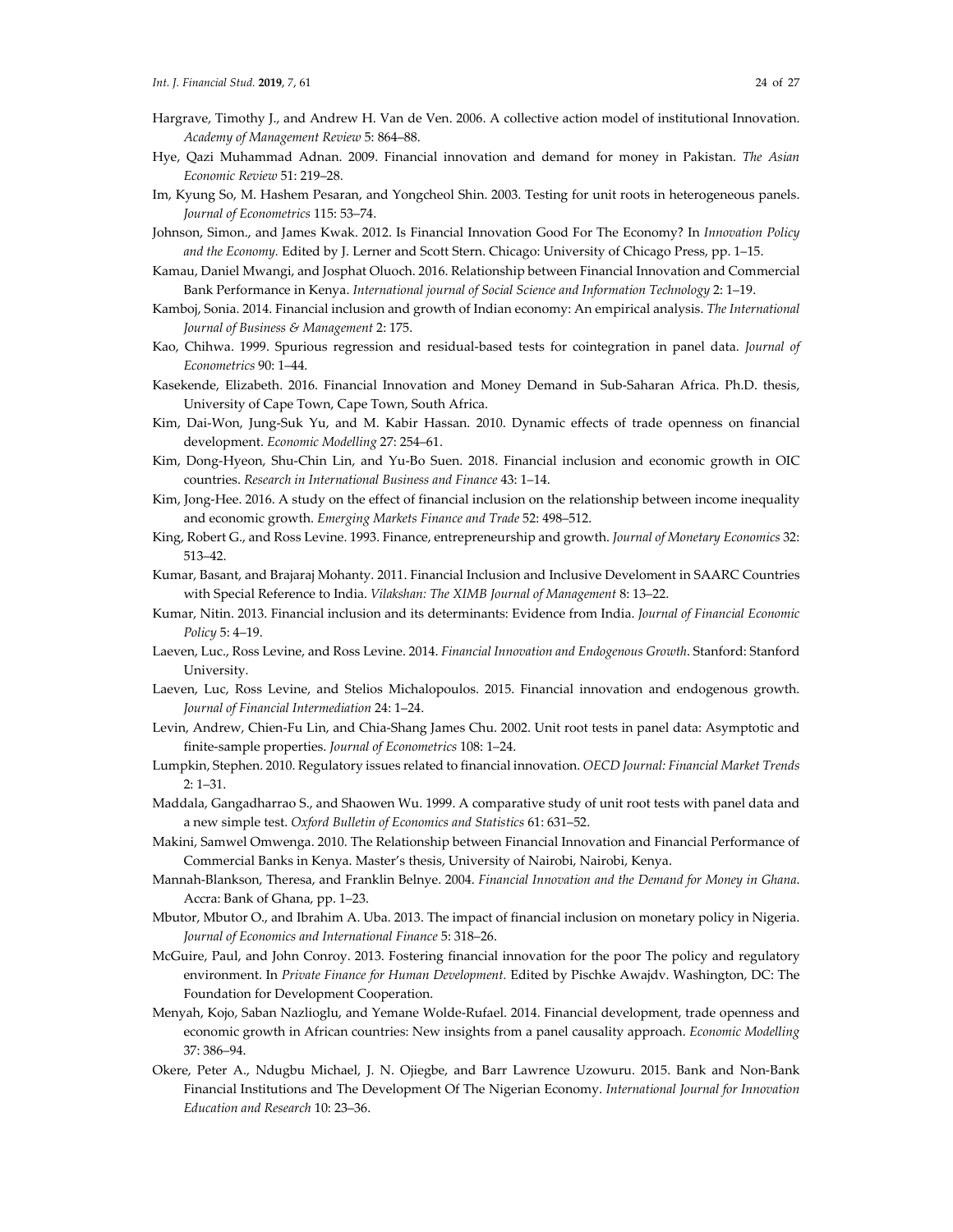Hargrave, Timothy J., and Andrew H. Van de Ven. 2006. A collective action model of institutional Innovation. *Academy of Management Review* 5: 864–88.

Hye, Qazi Muhammad Adnan. 2009. Financial innovation and demand for money in Pakistan. *The Asian Economic Review* 51: 219–28.

Im, Kyung So, M. Hashem Pesaran, and Yongcheol Shin. 2003. Testing for unit roots in heterogeneous panels. *Journal of Econometrics* 115: 53–74.

Johnson, Simon., and James Kwak. 2012. Is Financial Innovation Good For The Economy? In *Innovation Policy and the Economy.* Edited by J. Lerner and Scott Stern. Chicago: University of Chicago Press, pp. 1–15.

Kamau, Daniel Mwangi, and Josphat Oluoch. 2016. Relationship between Financial Innovation and Commercial Bank Performance in Kenya. *International journal of Social Science and Information Technology* 2: 1–19.

Kamboj, Sonia. 2014. Financial inclusion and growth of Indian economy: An empirical analysis. *The International Journal of Business & Management* 2: 175.

Kao, Chihwa. 1999. Spurious regression and residual-based tests for cointegration in panel data. *Journal of Econometrics* 90: 1–44.

Kasekende, Elizabeth. 2016. Financial Innovation and Money Demand in Sub-Saharan Africa. Ph.D. thesis, University of Cape Town, Cape Town, South Africa.

Kim, Dai-Won, Jung-Suk Yu, and M. Kabir Hassan. 2010. Dynamic effects of trade openness on financial development. *Economic Modelling* 27: 254–61.

Kim, Dong-Hyeon, Shu-Chin Lin, and Yu-Bo Suen. 2018. Financial inclusion and economic growth in OIC countries. *Research in International Business and Finance* 43: 1–14.

Kim, Jong-Hee. 2016. A study on the effect of financial inclusion on the relationship between income inequality and economic growth. *Emerging Markets Finance and Trade* 52: 498–512.

King, Robert G., and Ross Levine. 1993. Finance, entrepreneurship and growth. *Journal of Monetary Economics* 32: 513–42.

Kumar, Basant, and Brajaraj Mohanty. 2011. Financial Inclusion and Inclusive Develoment in SAARC Countries with Special Reference to India. *Vilakshan: The XIMB Journal of Management* 8: 13–22.

Kumar, Nitin. 2013. Financial inclusion and its determinants: Evidence from India. *Journal of Financial Economic Policy* 5: 4–19.

Laeven, Luc., Ross Levine, and Ross Levine. 2014. *Financial Innovation and Endogenous Growth*. Stanford: Stanford University.

Laeven, Luc, Ross Levine, and Stelios Michalopoulos. 2015. Financial innovation and endogenous growth. *Journal of Financial Intermediation* 24: 1–24.

Levin, Andrew, Chien-Fu Lin, and Chia-Shang James Chu. 2002. Unit root tests in panel data: Asymptotic and finite-sample properties. *Journal of Econometrics* 108: 1–24.

Lumpkin, Stephen. 2010. Regulatory issues related to financial innovation. *OECD Journal: Financial Market Trends* 2: 1–31.

Maddala, Gangadharrao S., and Shaowen Wu. 1999. A comparative study of unit root tests with panel data and a new simple test. *Oxford Bulletin of Economics and Statistics* 61: 631–52.

Makini, Samwel Omwenga. 2010. The Relationship between Financial Innovation and Financial Performance of Commercial Banks in Kenya. Master's thesis, University of Nairobi, Nairobi, Kenya.

Mannah-Blankson, Theresa, and Franklin Belnye. 2004. *Financial Innovation and the Demand for Money in Ghana*. Accra: Bank of Ghana, pp. 1–23.

Mbutor, Mbutor O., and Ibrahim A. Uba. 2013. The impact of financial inclusion on monetary policy in Nigeria. *Journal of Economics and International Finance* 5: 318–26.

McGuire, Paul, and John Conroy. 2013. Fostering financial innovation for the poor The policy and regulatory environment. In *Private Finance for Human Development.* Edited by Pischke Awajdv. Washington, DC: The Foundation for Development Cooperation.

Menyah, Kojo, Saban Nazlioglu, and Yemane Wolde-Rufael. 2014. Financial development, trade openness and economic growth in African countries: New insights from a panel causality approach. *Economic Modelling* 37: 386–94.

Okere, Peter A., Ndugbu Michael, J. N. Ojiegbe, and Barr Lawrence Uzowuru. 2015. Bank and Non-Bank Financial Institutions and The Development Of The Nigerian Economy. *International Journal for Innovation Education and Research* 10: 23–36.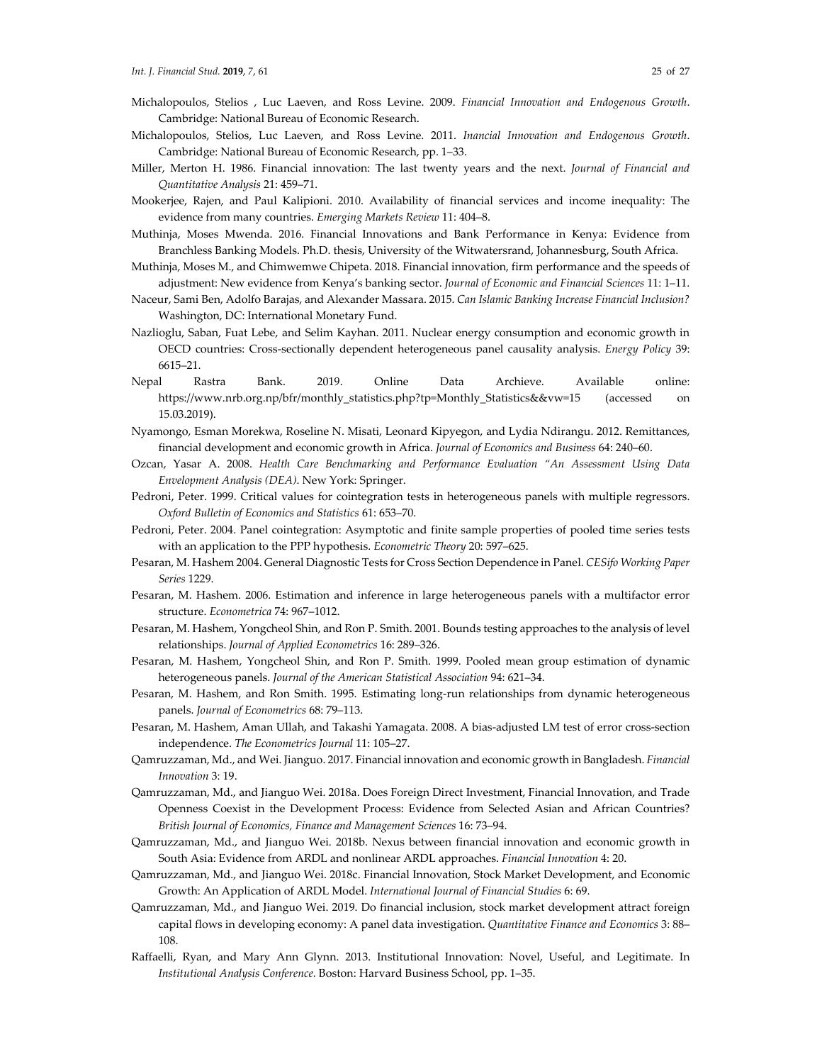Michalopoulos, Stelios , Luc Laeven, and Ross Levine. 2009. *Financial Innovation and Endogenous Growth*. Cambridge: National Bureau of Economic Research.

Michalopoulos, Stelios, Luc Laeven, and Ross Levine. 2011. *Inancial Innovation and Endogenous Growth*. Cambridge: National Bureau of Economic Research, pp. 1–33.

Miller, Merton H. 1986. Financial innovation: The last twenty years and the next. *Journal of Financial and Quantitative Analysis* 21: 459–71.

Mookerjee, Rajen, and Paul Kalipioni. 2010. Availability of financial services and income inequality: The evidence from many countries. *Emerging Markets Review* 11: 404–8.

Muthinja, Moses Mwenda. 2016. Financial Innovations and Bank Performance in Kenya: Evidence from Branchless Banking Models. Ph.D. thesis, University of the Witwatersrand, Johannesburg, South Africa.

Muthinja, Moses M., and Chimwemwe Chipeta. 2018. Financial innovation, firm performance and the speeds of adjustment: New evidence from Kenya's banking sector. *Journal of Economic and Financial Sciences* 11: 1–11.

Naceur, Sami Ben, Adolfo Barajas, and Alexander Massara. 2015. *Can Islamic Banking Increase Financial Inclusion?* Washington, DC: International Monetary Fund.

Nazlioglu, Saban, Fuat Lebe, and Selim Kayhan. 2011. Nuclear energy consumption and economic growth in OECD countries: Cross-sectionally dependent heterogeneous panel causality analysis. *Energy Policy* 39: 6615–21.

Nepal Rastra Bank. 2019. Online Data Archieve. Available online: https://www.nrb.org.np/bfr/monthly_statistics.php?tp=Monthly_Statistics&&vw=15 (accessed on 15.03.2019).

Nyamongo, Esman Morekwa, Roseline N. Misati, Leonard Kipyegon, and Lydia Ndirangu. 2012. Remittances, financial development and economic growth in Africa. *Journal of Economics and Business* 64: 240–60.

Ozcan, Yasar A. 2008. *Health Care Benchmarking and Performance Evaluation "An Assessment Using Data Envelopment Analysis (DEA)*. New York: Springer.

Pedroni, Peter. 1999. Critical values for cointegration tests in heterogeneous panels with multiple regressors. *Oxford Bulletin of Economics and Statistics* 61: 653–70.

Pedroni, Peter. 2004. Panel cointegration: Asymptotic and finite sample properties of pooled time series tests with an application to the PPP hypothesis. *Econometric Theory* 20: 597–625.

Pesaran, M. Hashem 2004. General Diagnostic Tests for Cross Section Dependence in Panel. *CESifo Working Paper Series* 1229.

Pesaran, M. Hashem. 2006. Estimation and inference in large heterogeneous panels with a multifactor error structure. *Econometrica* 74: 967–1012.

Pesaran, M. Hashem, Yongcheol Shin, and Ron P. Smith. 2001. Bounds testing approaches to the analysis of level relationships. *Journal of Applied Econometrics* 16: 289–326.

Pesaran, M. Hashem, Yongcheol Shin, and Ron P. Smith. 1999. Pooled mean group estimation of dynamic heterogeneous panels. *Journal of the American Statistical Association* 94: 621–34.

Pesaran, M. Hashem, and Ron Smith. 1995. Estimating long-run relationships from dynamic heterogeneous panels. *Journal of Econometrics* 68: 79–113.

Pesaran, M. Hashem, Aman Ullah, and Takashi Yamagata. 2008. A bias-adjusted LM test of error cross-section independence. *The Econometrics Journal* 11: 105–27.

Qamruzzaman, Md., and Wei. Jianguo. 2017. Financial innovation and economic growth in Bangladesh. *Financial Innovation* 3: 19.

Qamruzzaman, Md., and Jianguo Wei. 2018a. Does Foreign Direct Investment, Financial Innovation, and Trade Openness Coexist in the Development Process: Evidence from Selected Asian and African Countries? *British Journal of Economics, Finance and Management Sciences* 16: 73–94.

Qamruzzaman, Md., and Jianguo Wei. 2018b. Nexus between financial innovation and economic growth in South Asia: Evidence from ARDL and nonlinear ARDL approaches. *Financial Innovation* 4: 20.

Qamruzzaman, Md., and Jianguo Wei. 2018c. Financial Innovation, Stock Market Development, and Economic Growth: An Application of ARDL Model. *International Journal of Financial Studies* 6: 69.

Qamruzzaman, Md., and Jianguo Wei. 2019. Do financial inclusion, stock market development attract foreign capital flows in developing economy: A panel data investigation. *Quantitative Finance and Economics* 3: 88–108.

Raffaelli, Ryan, and Mary Ann Glynn. 2013. Institutional Innovation: Novel, Useful, and Legitimate. In *Institutional Analysis Conference*. Boston: Harvard Business School, pp. 1–35.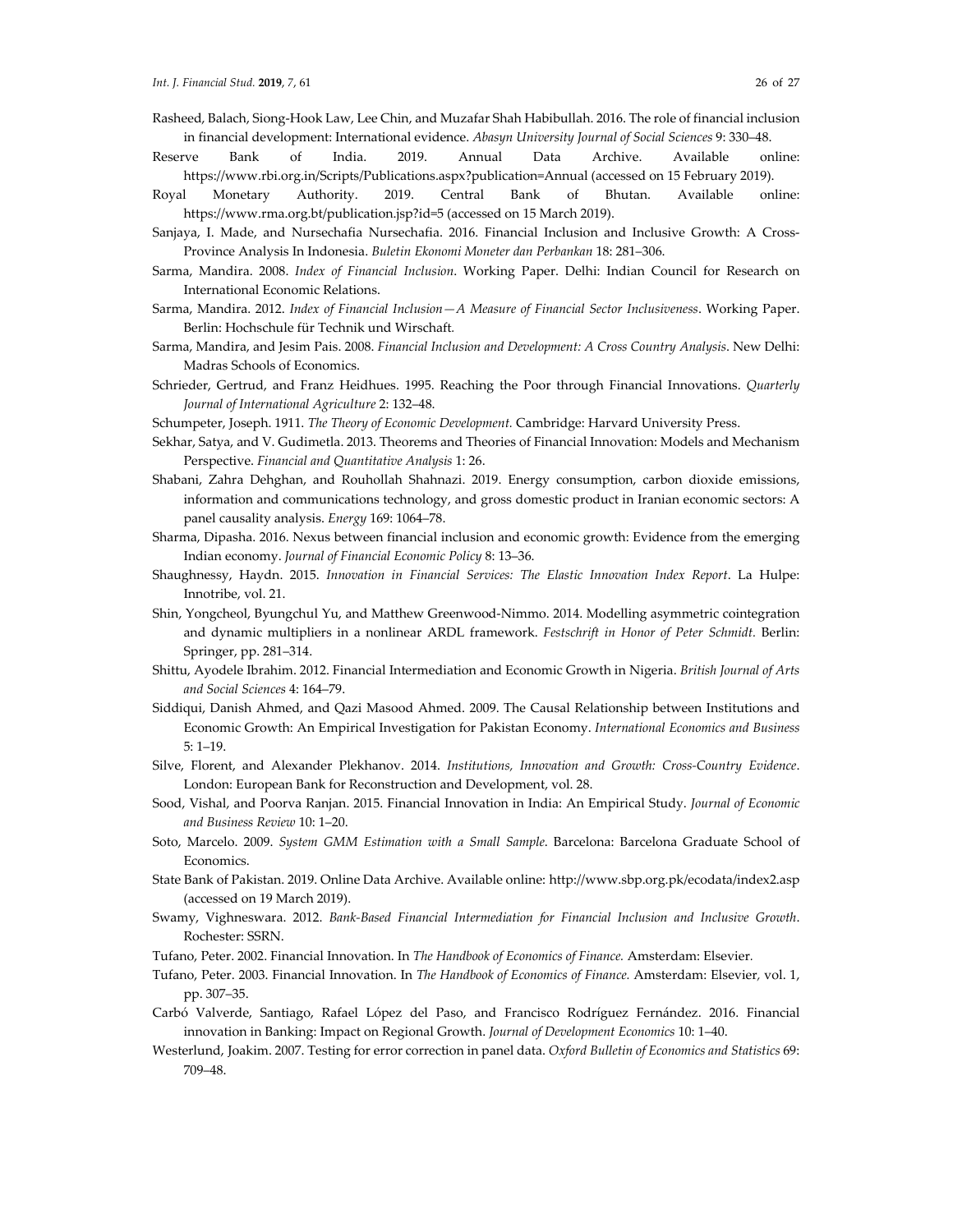Rasheed, Balach, Siong-Hook Law, Lee Chin, and Muzafar Shah Habibullah. 2016. The role of financial inclusion in financial development: International evidence. *Abasyn University Journal of Social Sciences* 9: 330–48.

Reserve Bank of India. 2019. Annual Data Archive. Available online: https://www.rbi.org.in/Scripts/Publications.aspx?publication=Annual (accessed on 15 February 2019).

Royal Monetary Authority. 2019. Central Bank of Bhutan. Available online: https://www.rma.org.bt/publication.jsp?id=5 (accessed on 15 March 2019).

Sanjaya, I. Made, and Nursechafia Nursechafia. 2016. Financial Inclusion and Inclusive Growth: A Cross-Province Analysis In Indonesia. *Buletin Ekonomi Moneter dan Perbankan* 18: 281–306.

Sarma, Mandira. 2008. *Index of Financial Inclusion*. Working Paper. Delhi: Indian Council for Research on International Economic Relations.

Sarma, Mandira. 2012. *Index of Financial Inclusion—A Measure of Financial Sector Inclusiveness*. Working Paper. Berlin: Hochschule für Technik und Wirschaft.

Sarma, Mandira, and Jesim Pais. 2008. *Financial Inclusion and Development: A Cross Country Analysis*. New Delhi: Madras Schools of Economics.

Schrieder, Gertrud, and Franz Heidhues. 1995. Reaching the Poor through Financial Innovations. *Quarterly Journal of International Agriculture* 2: 132–48.

Schumpeter, Joseph. 1911. *The Theory of Economic Development.* Cambridge: Harvard University Press.

Sekhar, Satya, and V. Gudimetla. 2013. Theorems and Theories of Financial Innovation: Models and Mechanism Perspective. *Financial and Quantitative Analysis* 1: 26.

Shabani, Zahra Dehghan, and Rouhollah Shahnazi. 2019. Energy consumption, carbon dioxide emissions, information and communications technology, and gross domestic product in Iranian economic sectors: A panel causality analysis. *Energy* 169: 1064–78.

Sharma, Dipasha. 2016. Nexus between financial inclusion and economic growth: Evidence from the emerging Indian economy. *Journal of Financial Economic Policy* 8: 13–36.

Shaughnessy, Haydn. 2015. *Innovation in Financial Services: The Elastic Innovation Index Report*. La Hulpe: Innotribe, vol. 21.

Shin, Yongcheol, Byungchul Yu, and Matthew Greenwood-Nimmo. 2014. Modelling asymmetric cointegration and dynamic multipliers in a nonlinear ARDL framework. *Festschrift in Honor of Peter Schmidt.* Berlin: Springer, pp. 281–314.

Shittu, Ayodele Ibrahim. 2012. Financial Intermediation and Economic Growth in Nigeria. *British Journal of Arts and Social Sciences* 4: 164–79.

Siddiqui, Danish Ahmed, and Qazi Masood Ahmed. 2009. The Causal Relationship between Institutions and Economic Growth: An Empirical Investigation for Pakistan Economy. *International Economics and Business* 5: 1–19.

Silve, Florent, and Alexander Plekhanov. 2014. *Institutions, Innovation and Growth: Cross-Country Evidence*. London: European Bank for Reconstruction and Development, vol. 28.

Sood, Vishal, and Poorva Ranjan. 2015. Financial Innovation in India: An Empirical Study. *Journal of Economic and Business Review* 10: 1–20.

Soto, Marcelo. 2009. *System GMM Estimation with a Small Sample*. Barcelona: Barcelona Graduate School of Economics.

State Bank of Pakistan. 2019. Online Data Archive. Available online: http://www.sbp.org.pk/ecodata/index2.asp (accessed on 19 March 2019).

Swamy, Vighneswara. 2012. *Bank-Based Financial Intermediation for Financial Inclusion and Inclusive Growth*. Rochester: SSRN.

Tufano, Peter. 2002. Financial Innovation. In *The Handbook of Economics of Finance.* Amsterdam: Elsevier.

Tufano, Peter. 2003. Financial Innovation. In *The Handbook of Economics of Finance.* Amsterdam: Elsevier, vol. 1, pp. 307–35.

Carbó Valverde, Santiago, Rafael López del Paso, and Francisco Rodríguez Fernández. 2016. Financial innovation in Banking: Impact on Regional Growth. *Journal of Development Economics* 10: 1–40.

Westerlund, Joakim. 2007. Testing for error correction in panel data. *Oxford Bulletin of Economics and Statistics* 69: 709–48.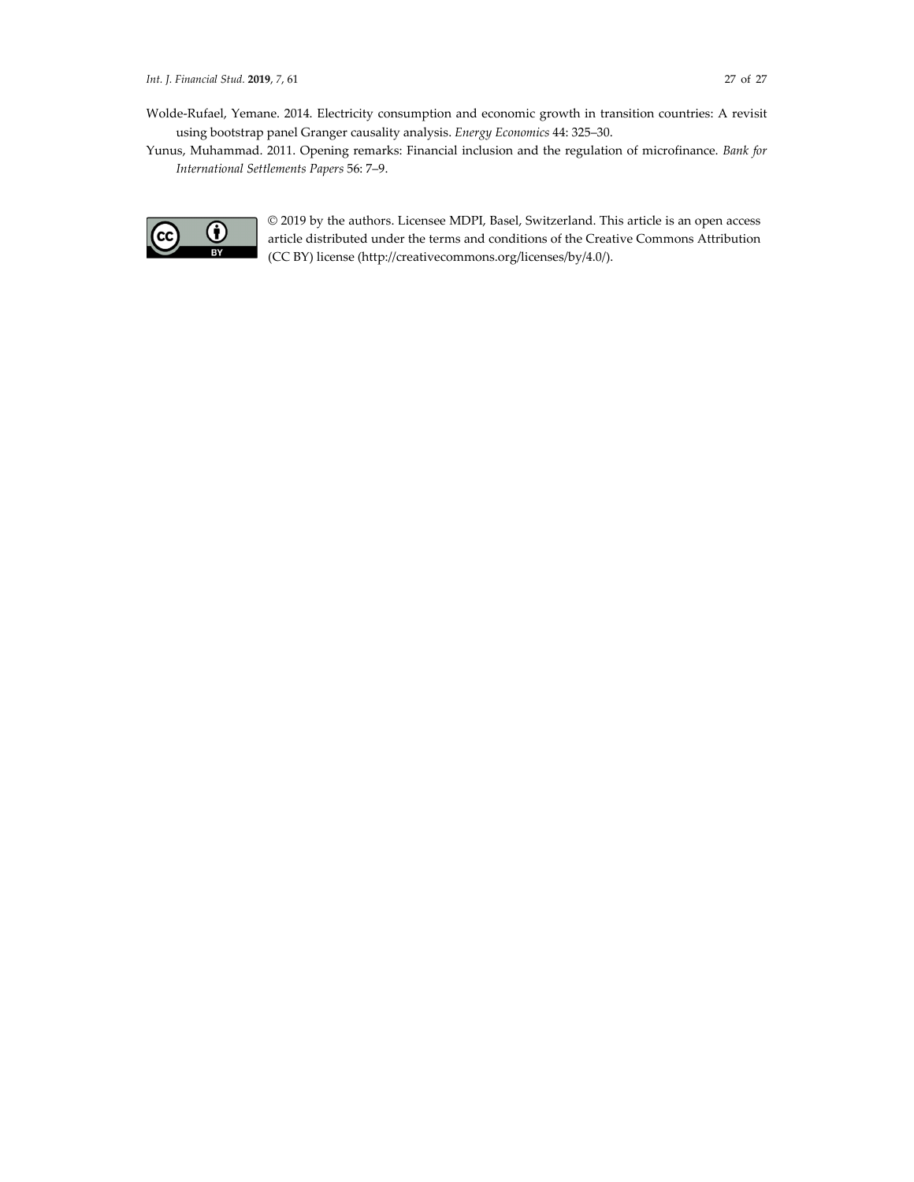Wolde-Rufael, Yemane. 2014. Electricity consumption and economic growth in transition countries: A revisit using bootstrap panel Granger causality analysis. *Energy Economics* 44: 325–30.

Yunus, Muhammad. 2011. Opening remarks: Financial inclusion and the regulation of microfinance. *Bank for International Settlements Papers* 56: 7–9.

© 2019 by the authors. Licensee MDPI, Basel, Switzerland. This article is an open access article distributed under the terms and conditions of the Creative Commons Attribution (CC BY) license (http://creativecommons.org/licenses/by/4.0/).